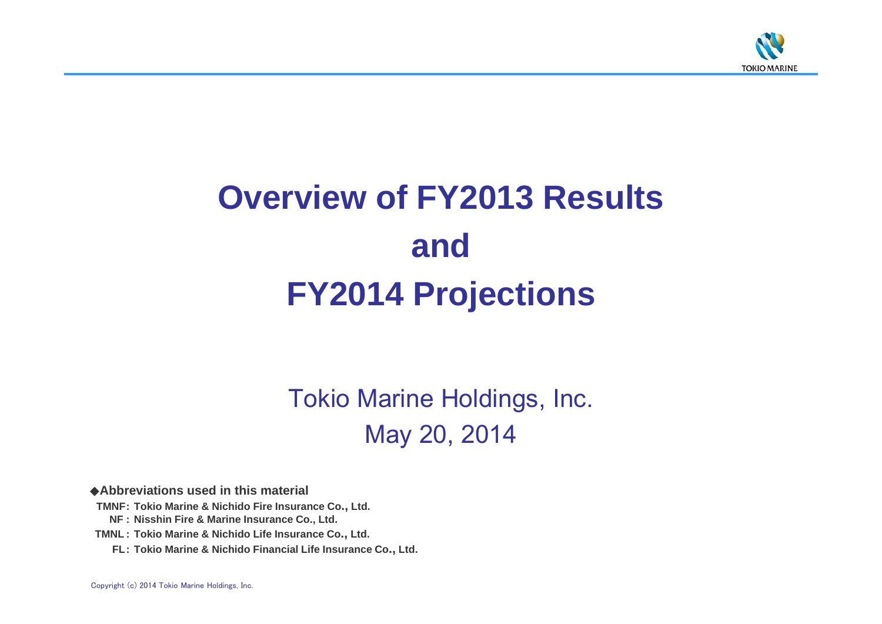# Overview of FY2013 Results and FY2014 Projections

Tokio Marine Holdings, Inc.

May 20, 2014

◆**Abbreviations used in this material**

**TMNF: Tokio Marine & Nichido Fire Insurance Co., Ltd.**
**NF : Nisshin Fire & Marine Insurance Co., Ltd.**
**TMNL : Tokio Marine & Nichido Life Insurance Co., Ltd.**
**FL : Tokio Marine & Nichido Financial Life Insurance Co., Ltd.**

Copyright (c) 2014 Tokio Marine Holdings, Inc.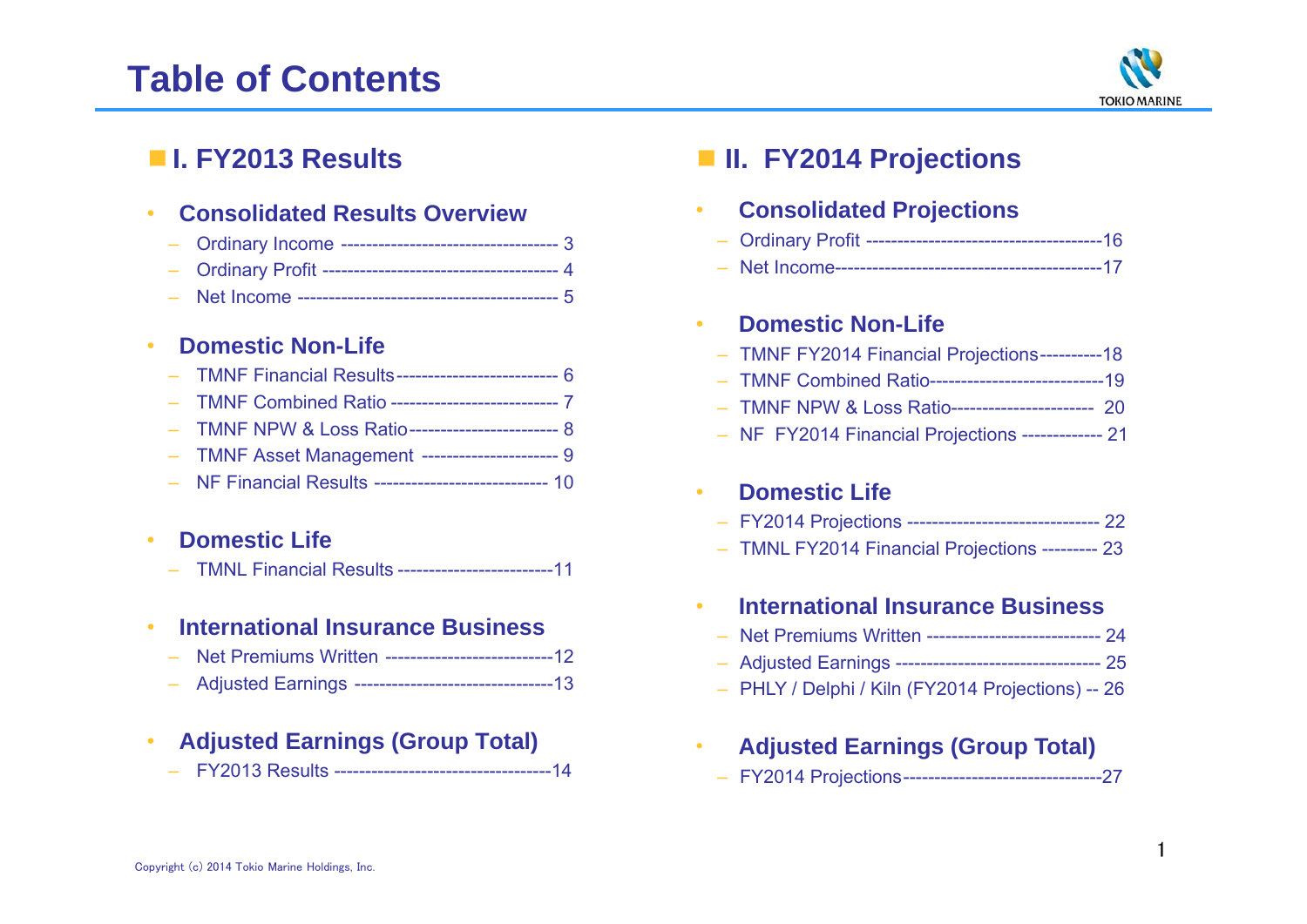# Table of Contents

## I. FY2013 Results

- **Consolidated Results Overview**
  - Ordinary Income ---------------------------------- 3
  - Ordinary Profit ------------------------------------- 4
  - Net Income ----------------------------------------- 5

- **Domestic Non-Life**
  - TMNF Financial Results-------------------------- 6
  - TMNF Combined Ratio -------------------------- 7
  - TMNF NPW & Loss Ratio------------------------ 8
  - TMNF Asset Management ---------------------- 9
  - NF Financial Results --------------------------- 10

- **Domestic Life**
  - TMNL Financial Results -------------------------11

- **International Insurance Business**
  - Net Premiums Written ---------------------------12
  - Adjusted Earnings --------------------------------13

- **Adjusted Earnings (Group Total)**
  - FY2013 Results -----------------------------------14

## II. FY2014 Projections

- **Consolidated Projections**
  - Ordinary Profit --------------------------------------16
  - Net Income-------------------------------------------17

- **Domestic Non-Life**
  - TMNF FY2014 Financial Projections----------18
  - TMNF Combined Ratio----------------------------19
  - TMNF NPW & Loss Ratio---------------------- 20
  - NF FY2014 Financial Projections ------------- 21

- **Domestic Life**
  - FY2014 Projections ------------------------------- 22
  - TMNL FY2014 Financial Projections --------- 23

- **International Insurance Business**
  - Net Premiums Written ---------------------------- 24
  - Adjusted Earnings --------------------------------- 25
  - PHLY / Delphi / Kiln (FY2014 Projections) -- 26

- **Adjusted Earnings (Group Total)**
  - FY2014 Projections--------------------------------27

Copyright (c) 2014 Tokio Marine Holdings, Inc.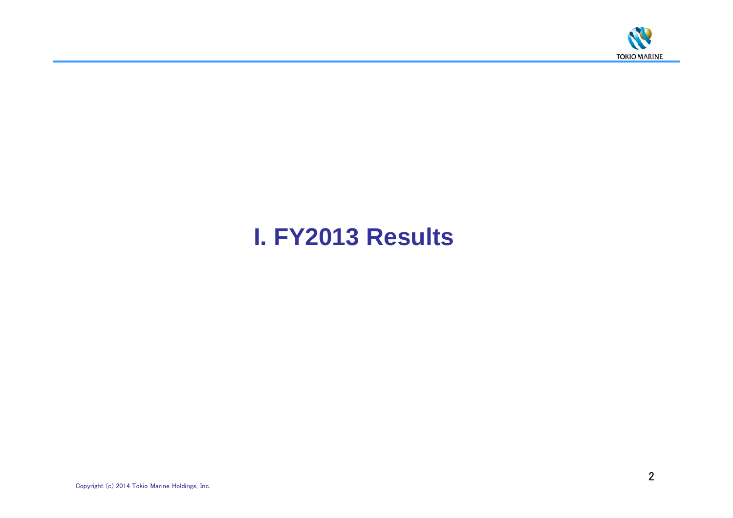# I. FY2013 Results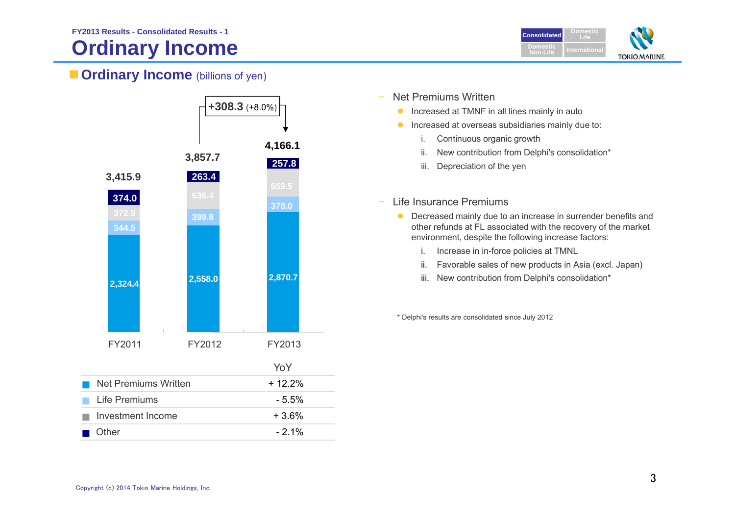FY2013 Results - Consolidated Results - 1

# Ordinary Income

## Ordinary Income (billions of yen)

| | FY2011 | FY2012 | FY2013 |
|---|---|---|---|
| Net Premiums Written | 2,324.4 | 2,558.0 | 2,870.7 |
| Life Premiums | 344.5 | 399.8 | 378.0 |
| Investment Income | 372.9 | 636.4 | 659.5 |
| Other | 374.0 | 263.4 | 257.8 |
| Total | 3,415.9 | 3,857.7 | 4,166.1 |

FY2012 → FY2013: +308.3 (+8.0%)

| | YoY |
|---|---|
| Net Premiums Written | + 12.2% |
| Life Premiums | - 5.5% |
| Investment Income | + 3.6% |
| Other | - 2.1% |

- Net Premiums Written
  - Increased at TMNF in all lines mainly in auto
  - Increased at overseas subsidiaries mainly due to:
    - i. Continuous organic growth
    - ii. New contribution from Delphi's consolidation*
    - iii. Depreciation of the yen

- Life Insurance Premiums
  - Decreased mainly due to an increase in surrender benefits and other refunds at FL associated with the recovery of the market environment, despite the following increase factors:
    - i. Increase in in-force policies at TMNL
    - ii. Favorable sales of new products in Asia (excl. Japan)
    - iii. New contribution from Delphi's consolidation*

\* Delphi's results are consolidated since July 2012

Copyright (c) 2014 Tokio Marine Holdings, Inc.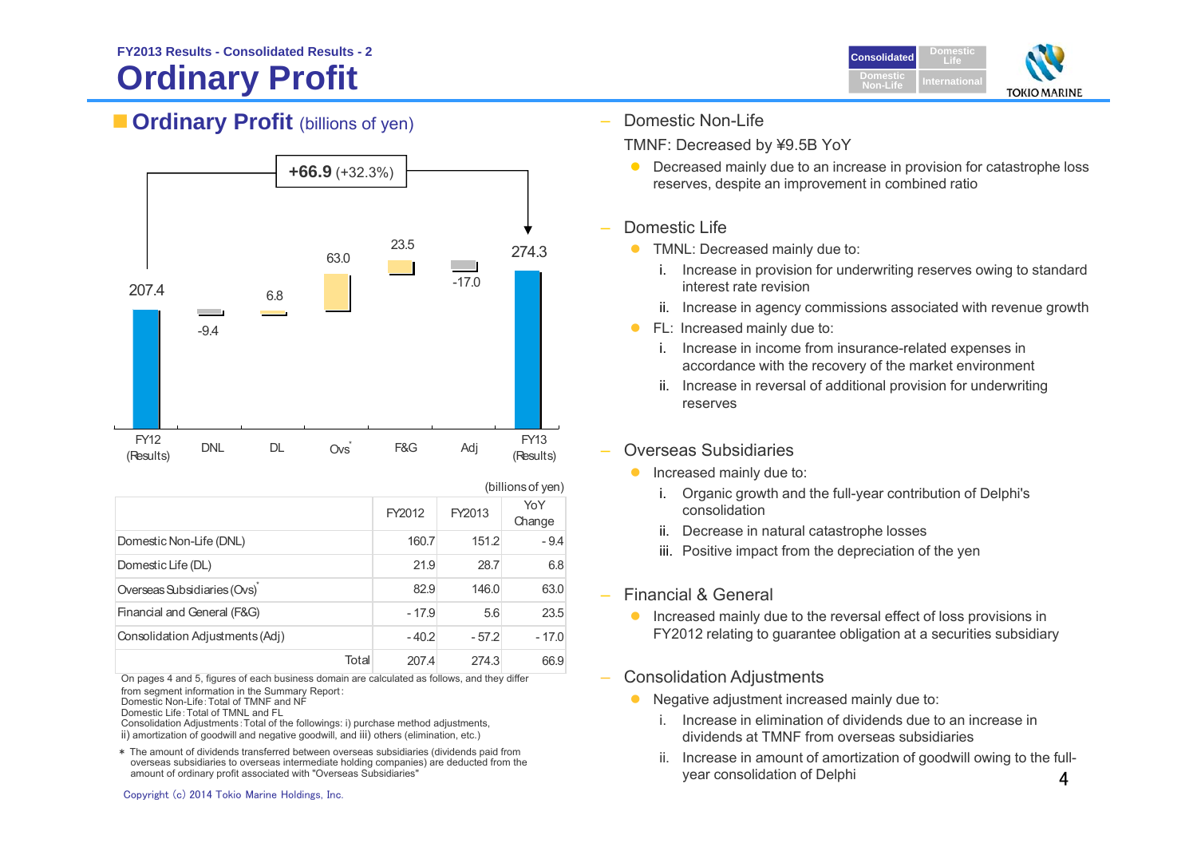FY2013 Results - Consolidated Results - 2

# Ordinary Profit

## Ordinary Profit (billions of yen)

+66.9 (+32.3%)

| FY12 (Results) | DNL | DL | Ovs* | F&G | Adj | FY13 (Results) |
|---|---|---|---|---|---|---|
| 207.4 | -9.4 | 6.8 | 63.0 | 23.5 | -17.0 | 274.3 |

(billions of yen)

| | FY2012 | FY2013 | YoY Change |
|---|---|---|---|
| Domestic Non-Life (DNL) | 160.7 | 151.2 | - 9.4 |
| Domestic Life (DL) | 21.9 | 28.7 | 6.8 |
| Overseas Subsidiaries (Ovs)* | 82.9 | 146.0 | 63.0 |
| Financial and General (F&G) | - 17.9 | 5.6 | 23.5 |
| Consolidation Adjustments (Adj) | - 40.2 | - 57.2 | - 17.0 |
| Total | 207.4 | 274.3 | 66.9 |

On pages 4 and 5, figures of each business domain are calculated as follows, and they differ from segment information in the Summary Report:
Domestic Non-Life: Total of TMNF and NF
Domestic Life: Total of TMNL and FL
Consolidation Adjustments: Total of the followings: i) purchase method adjustments, ii) amortization of goodwill and negative goodwill, and iii) others (elimination, etc.)

* The amount of dividends transferred between overseas subsidiaries (dividends paid from overseas subsidiaries to overseas intermediate holding companies) are deducted from the amount of ordinary profit associated with "Overseas Subsidiaries"

– Domestic Non-Life

TMNF: Decreased by ¥9.5B YoY

- Decreased mainly due to an increase in provision for catastrophe loss reserves, despite an improvement in combined ratio

– Domestic Life

- TMNL: Decreased mainly due to:
  i. Increase in provision for underwriting reserves owing to standard interest rate revision
  ii. Increase in agency commissions associated with revenue growth
- FL: Increased mainly due to:
  i. Increase in income from insurance-related expenses in accordance with the recovery of the market environment
  ii. Increase in reversal of additional provision for underwriting reserves

– Overseas Subsidiaries

- Increased mainly due to:
  i. Organic growth and the full-year contribution of Delphi's consolidation
  ii. Decrease in natural catastrophe losses
  iii. Positive impact from the depreciation of the yen

– Financial & General

- Increased mainly due to the reversal effect of loss provisions in FY2012 relating to guarantee obligation at a securities subsidiary

– Consolidation Adjustments

- Negative adjustment increased mainly due to:
  i. Increase in elimination of dividends due to an increase in dividends at TMNF from overseas subsidiaries
  ii. Increase in amount of amortization of goodwill owing to the full-year consolidation of Delphi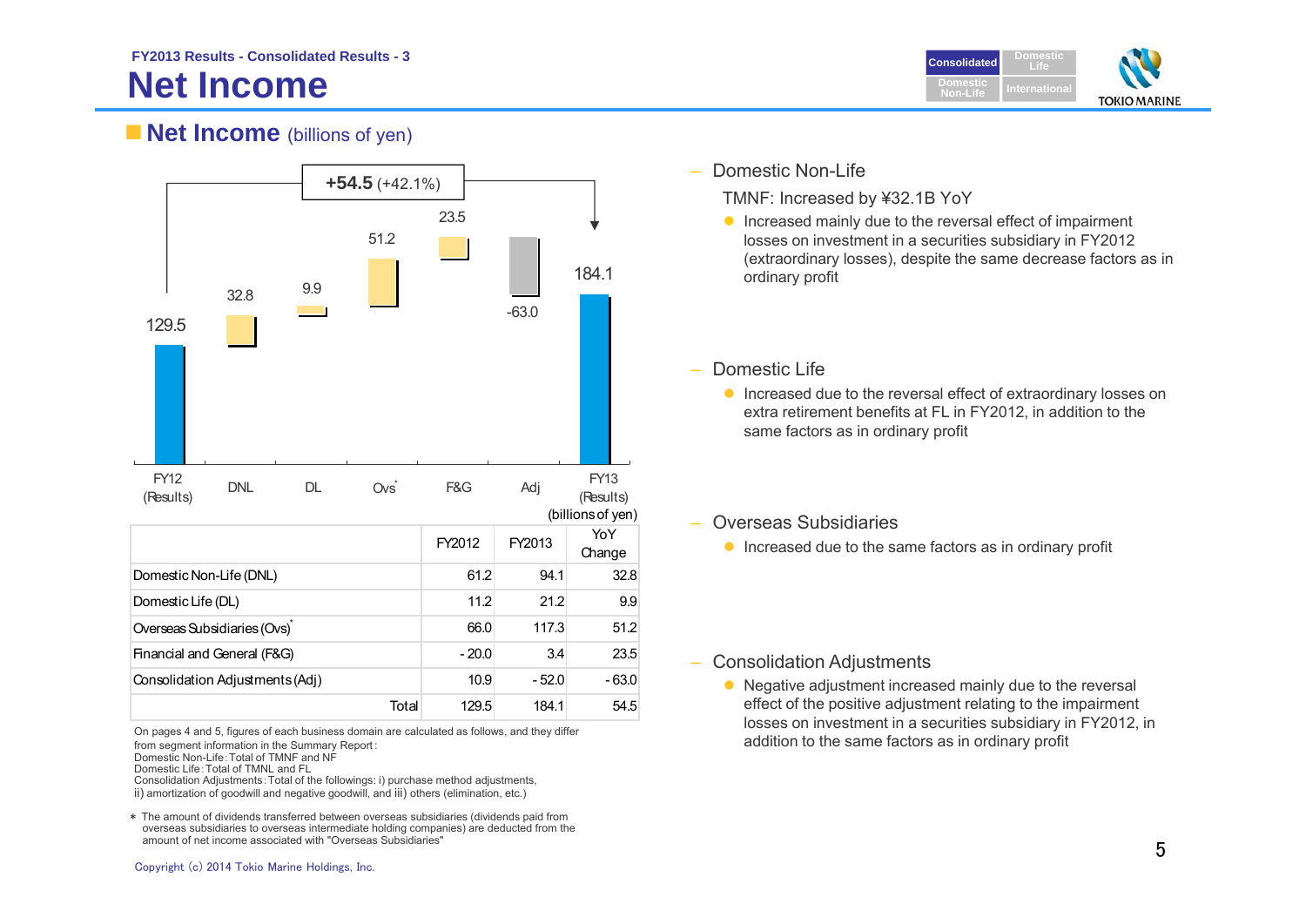FY2013 Results - Consolidated Results - 3

# Net Income

## Net Income (billions of yen)

+54.5 (+42.1%)

| | FY12 (Results) | DNL | DL | Ovs* | F&G | Adj | FY13 (Results) |
|---|---|---|---|---|---|---|---|
| Value | 129.5 | 32.8 | 9.9 | 51.2 | 23.5 | -63.0 | 184.1 |

(billions of yen)

| | FY2012 | FY2013 | YoY Change |
|---|---|---|---|
| Domestic Non-Life (DNL) | 61.2 | 94.1 | 32.8 |
| Domestic Life (DL) | 11.2 | 21.2 | 9.9 |
| Overseas Subsidiaries (Ovs)* | 66.0 | 117.3 | 51.2 |
| Financial and General (F&G) | - 20.0 | 3.4 | 23.5 |
| Consolidation Adjustments (Adj) | 10.9 | - 52.0 | - 63.0 |
| Total | 129.5 | 184.1 | 54.5 |

On pages 4 and 5, figures of each business domain are calculated as follows, and they differ from segment information in the Summary Report:
Domestic Non-Life: Total of TMNF and NF
Domestic Life: Total of TMNL and FL
Consolidation Adjustments: Total of the followings: i) purchase method adjustments, ii) amortization of goodwill and negative goodwill, and iii) others (elimination, etc.)

\* The amount of dividends transferred between overseas subsidiaries (dividends paid from overseas subsidiaries to overseas intermediate holding companies) are deducted from the amount of net income associated with "Overseas Subsidiaries"

– Domestic Non-Life

TMNF: Increased by ¥32.1B YoY

- Increased mainly due to the reversal effect of impairment losses on investment in a securities subsidiary in FY2012 (extraordinary losses), despite the same decrease factors as in ordinary profit

– Domestic Life

- Increased due to the reversal effect of extraordinary losses on extra retirement benefits at FL in FY2012, in addition to the same factors as in ordinary profit

– Overseas Subsidiaries

- Increased due to the same factors as in ordinary profit

– Consolidation Adjustments

- Negative adjustment increased mainly due to the reversal effect of the positive adjustment relating to the impairment losses on investment in a securities subsidiary in FY2012, in addition to the same factors as in ordinary profit

Copyright (c) 2014 Tokio Marine Holdings, Inc.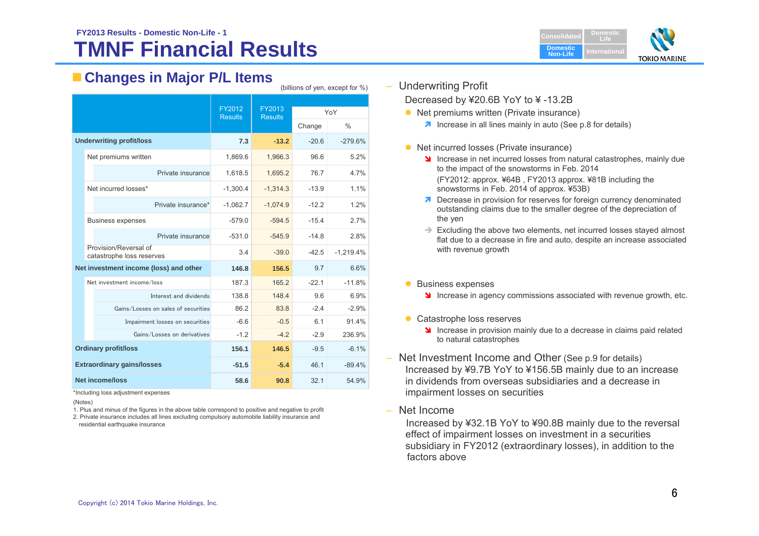FY2013 Results - Domestic Non-Life - 1

# TMNF Financial Results

## Changes in Major P/L Items

(billions of yen, except for %)

| | FY2012 Results | FY2013 Results | YoY Change | YoY % |
|---|---|---|---|---|
| **Underwriting profit/loss** | **7.3** | **-13.2** | -20.6 | -279.6% |
| Net premiums written | 1,869.6 | 1,966.3 | 96.6 | 5.2% |
| Private insurance | 1,618.5 | 1,695.2 | 76.7 | 4.7% |
| Net incurred losses* | -1,300.4 | -1,314.3 | -13.9 | 1.1% |
| Private insurance* | -1,062.7 | -1,074.9 | -12.2 | 1.2% |
| Business expenses | -579.0 | -594.5 | -15.4 | 2.7% |
| Private insurance | -531.0 | -545.9 | -14.8 | 2.8% |
| Provision/Reversal of catastrophe loss reserves | 3.4 | -39.0 | -42.5 | -1,219.4% |
| **Net investment income (loss) and other** | **146.8** | **156.5** | 9.7 | 6.6% |
| Net investment income/loss | 187.3 | 165.2 | -22.1 | -11.8% |
| Interest and dividends | 138.8 | 148.4 | 9.6 | 6.9% |
| Gains/Losses on sales of securities | 86.2 | 83.8 | -2.4 | -2.9% |
| Impairment losses on securities | -6.6 | -0.5 | 6.1 | 91.4% |
| Gains/Losses on derivatives | -1.2 | -4.2 | -2.9 | 236.9% |
| **Ordinary profit/loss** | **156.1** | **146.5** | -9.5 | -6.1% |
| **Extraordinary gains/losses** | **-51.5** | **-5.4** | 46.1 | -89.4% |
| **Net income/loss** | **58.6** | **90.8** | 32.1 | 54.9% |

*Including loss adjustment expenses

(Notes)
1. Plus and minus of the figures in the above table correspond to positive and negative to profit
2. Private insurance includes all lines excluding compulsory automobile liability insurance and residential earthquake insurance

- Underwriting Profit

  Decreased by ¥20.6B YoY to ¥ -13.2B

  - Net premiums written (Private insurance)
    - ↗ Increase in all lines mainly in auto (See p.8 for details)
  - Net incurred losses (Private insurance)
    - ↘ Increase in net incurred losses from natural catastrophes, mainly due to the impact of the snowstorms in Feb. 2014

      (FY2012: approx. ¥64B , FY2013 approx. ¥81B including the snowstorms in Feb. 2014 of approx. ¥53B)
    - ↗ Decrease in provision for reserves for foreign currency denominated outstanding claims due to the smaller degree of the depreciation of the yen
    - → Excluding the above two elements, net incurred losses stayed almost flat due to a decrease in fire and auto, despite an increase associated with revenue growth
  - Business expenses
    - ↘ Increase in agency commissions associated with revenue growth, etc.
  - Catastrophe loss reserves
    - ↘ Increase in provision mainly due to a decrease in claims paid related to natural catastrophes

- Net Investment Income and Other (See p.9 for details)

  Increased by ¥9.7B YoY to ¥156.5B mainly due to an increase in dividends from overseas subsidiaries and a decrease in impairment losses on securities

- Net Income

  Increased by ¥32.1B YoY to ¥90.8B mainly due to the reversal effect of impairment losses on investment in a securities subsidiary in FY2012 (extraordinary losses), in addition to the factors above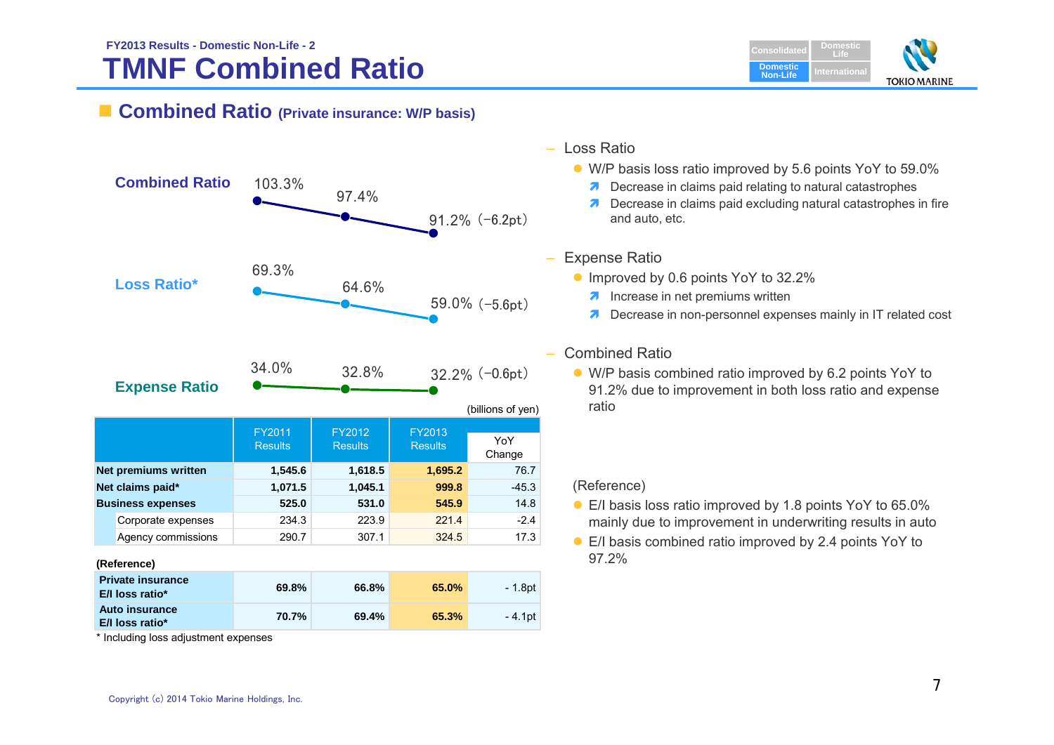FY2013 Results - Domestic Non-Life - 2

# TMNF Combined Ratio

## Combined Ratio (Private insurance: W/P basis)

| | FY2011 | FY2012 | FY2013 | |
|---|---|---|---|---|
| Combined Ratio | 103.3% | 97.4% | 91.2% | (-6.2pt) |
| Loss Ratio* | 69.3% | 64.6% | 59.0% | (-5.6pt) |
| Expense Ratio | 34.0% | 32.8% | 32.2% | (-0.6pt) |

(billions of yen)

| | FY2011 Results | FY2012 Results | FY2013 Results | YoY Change |
|---|---|---|---|---|
| **Net premiums written** | **1,545.6** | **1,618.5** | **1,695.2** | 76.7 |
| **Net claims paid*** | **1,071.5** | **1,045.1** | **999.8** | -45.3 |
| **Business expenses** | **525.0** | **531.0** | **545.9** | 14.8 |
| Corporate expenses | 234.3 | 223.9 | 221.4 | -2.4 |
| Agency commissions | 290.7 | 307.1 | 324.5 | 17.3 |

**(Reference)**

| | | | | |
|---|---|---|---|---|
| **Private insurance E/I loss ratio*** | **69.8%** | **66.8%** | **65.0%** | - 1.8pt |
| **Auto insurance E/I loss ratio*** | **70.7%** | **69.4%** | **65.3%** | - 4.1pt |

\* Including loss adjustment expenses

– Loss Ratio
- W/P basis loss ratio improved by 5.6 points YoY to 59.0%
  - ↗ Decrease in claims paid relating to natural catastrophes
  - ↗ Decrease in claims paid excluding natural catastrophes in fire and auto, etc.

– Expense Ratio
- Improved by 0.6 points YoY to 32.2%
  - ↗ Increase in net premiums written
  - ↗ Decrease in non-personnel expenses mainly in IT related cost

– Combined Ratio
- W/P basis combined ratio improved by 6.2 points YoY to 91.2% due to improvement in both loss ratio and expense ratio

(Reference)
- E/I basis loss ratio improved by 1.8 points YoY to 65.0% mainly due to improvement in underwriting results in auto
- E/I basis combined ratio improved by 2.4 points YoY to 97.2%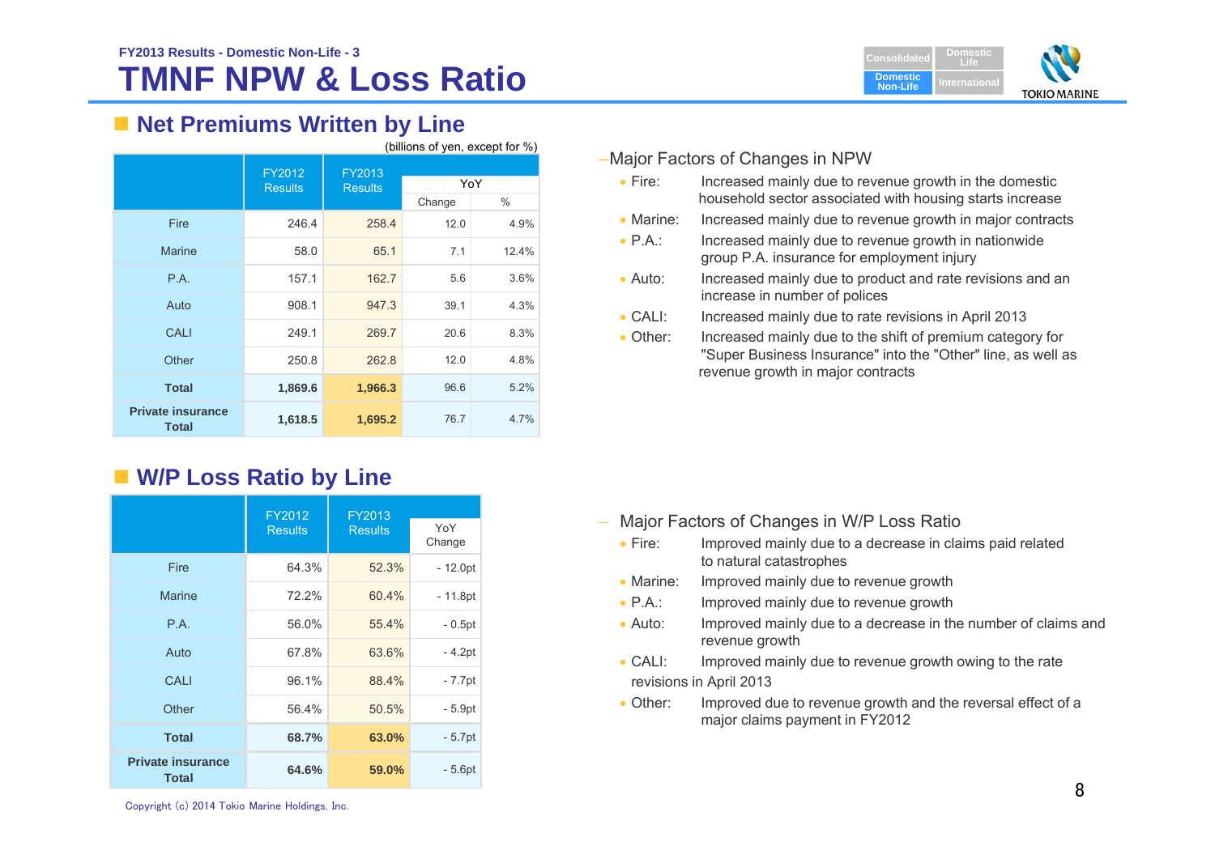FY2013 Results - Domestic Non-Life - 3

# TMNF NPW & Loss Ratio

## Net Premiums Written by Line

(billions of yen, except for %)

| | FY2012 Results | FY2013 Results | YoY | |
|---|---|---|---|---|
| | | | Change | % |
| Fire | 246.4 | 258.4 | 12.0 | 4.9% |
| Marine | 58.0 | 65.1 | 7.1 | 12.4% |
| P.A. | 157.1 | 162.7 | 5.6 | 3.6% |
| Auto | 908.1 | 947.3 | 39.1 | 4.3% |
| CALI | 249.1 | 269.7 | 20.6 | 8.3% |
| Other | 250.8 | 262.8 | 12.0 | 4.8% |
| **Total** | **1,869.6** | **1,966.3** | 96.6 | 5.2% |
| **Private insurance Total** | **1,618.5** | **1,695.2** | 76.7 | 4.7% |

– Major Factors of Changes in NPW

- Fire: Increased mainly due to revenue growth in the domestic household sector associated with housing starts increase
- Marine: Increased mainly due to revenue growth in major contracts
- P.A.: Increased mainly due to revenue growth in nationwide group P.A. insurance for employment injury
- Auto: Increased mainly due to product and rate revisions and an increase in number of polices
- CALI: Increased mainly due to rate revisions in April 2013
- Other: Increased mainly due to the shift of premium category for "Super Business Insurance" into the "Other" line, as well as revenue growth in major contracts

## W/P Loss Ratio by Line

| | FY2012 Results | FY2013 Results | YoY Change |
|---|---|---|---|
| Fire | 64.3% | 52.3% | - 12.0pt |
| Marine | 72.2% | 60.4% | - 11.8pt |
| P.A. | 56.0% | 55.4% | - 0.5pt |
| Auto | 67.8% | 63.6% | - 4.2pt |
| CALI | 96.1% | 88.4% | - 7.7pt |
| Other | 56.4% | 50.5% | - 5.9pt |
| **Total** | **68.7%** | **63.0%** | - 5.7pt |
| **Private insurance Total** | **64.6%** | **59.0%** | - 5.6pt |

– Major Factors of Changes in W/P Loss Ratio

- Fire: Improved mainly due to a decrease in claims paid related to natural catastrophes
- Marine: Improved mainly due to revenue growth
- P.A.: Improved mainly due to revenue growth
- Auto: Improved mainly due to a decrease in the number of claims and revenue growth
- CALI: Improved mainly due to revenue growth owing to the rate revisions in April 2013
- Other: Improved due to revenue growth and the reversal effect of a major claims payment in FY2012

Copyright (c) 2014 Tokio Marine Holdings, Inc.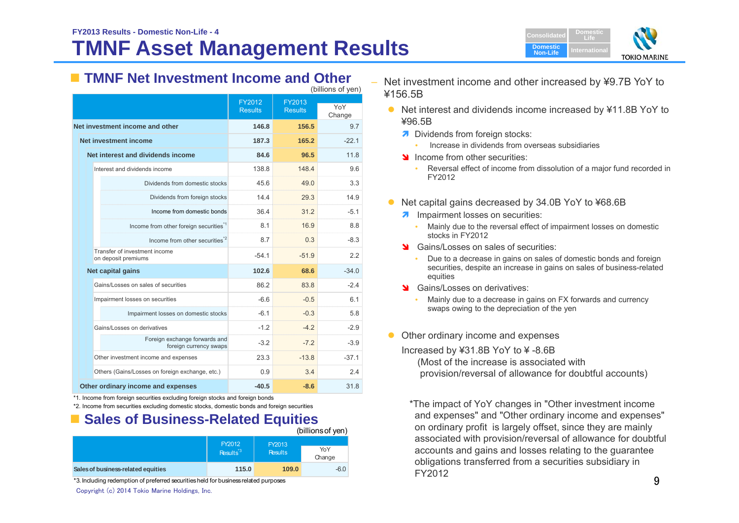FY2013 Results - Domestic Non-Life - 4

# TMNF Asset Management Results

## TMNF Net Investment Income and Other

(billions of yen)

| | FY2012 Results | FY2013 Results | YoY Change |
|---|---|---|---|
| **Net investment income and other** | **146.8** | **156.5** | 9.7 |
| **Net investment income** | **187.3** | **165.2** | -22.1 |
| **Net interest and dividends income** | **84.6** | **96.5** | 11.8 |
| Interest and dividends income | 138.8 | 148.4 | 9.6 |
| Dividends from domestic stocks | 45.6 | 49.0 | 3.3 |
| Dividends from foreign stocks | 14.4 | 29.3 | 14.9 |
| Income from domestic bonds | 36.4 | 31.2 | -5.1 |
| Income from other foreign securities[*1] | 8.1 | 16.9 | 8.8 |
| Income from other securities[*2] | 8.7 | 0.3 | -8.3 |
| Transfer of investment income on deposit premiums | -54.1 | -51.9 | 2.2 |
| **Net capital gains** | **102.6** | **68.6** | -34.0 |
| Gains/Losses on sales of securities | 86.2 | 83.8 | -2.4 |
| Impairment losses on securities | -6.6 | -0.5 | 6.1 |
| Impairment losses on domestic stocks | -6.1 | -0.3 | 5.8 |
| Gains/Losses on derivatives | -1.2 | -4.2 | -2.9 |
| Foreign exchange forwards and foreign currency swaps | -3.2 | -7.2 | -3.9 |
| Other investment income and expenses | 23.3 | -13.8 | -37.1 |
| Others (Gains/Losses on foreign exchange, etc.) | 0.9 | 3.4 | 2.4 |
| **Other ordinary income and expenses** | **-40.5** | **-8.6** | 31.8 |

*1. Income from foreign securities excluding foreign stocks and foreign bonds

*2. Income from securities excluding domestic stocks, domestic bonds and foreign securities

## Sales of Business-Related Equities

(billions of yen)

| | FY2012 Results[*3] | FY2013 Results | YoY Change |
|---|---|---|---|
| Sales of business-related equities | 115.0 | 109.0 | -6.0 |

*3. Including redemption of preferred securities held for business related purposes

– Net investment income and other increased by ¥9.7B YoY to ¥156.5B

- Net interest and dividends income increased by ¥11.8B YoY to ¥96.5B
  - ↗ Dividends from foreign stocks:
    - Increase in dividends from overseas subsidiaries
  - ↘ Income from other securities:
    - Reversal effect of income from dissolution of a major fund recorded in FY2012

- Net capital gains decreased by 34.0B YoY to ¥68.6B
  - ↗ Impairment losses on securities:
    - Mainly due to the reversal effect of impairment losses on domestic stocks in FY2012
  - ↘ Gains/Losses on sales of securities:
    - Due to a decrease in gains on sales of domestic bonds and foreign securities, despite an increase in gains on sales of business-related equities
  - ↘ Gains/Losses on derivatives:
    - Mainly due to a decrease in gains on FX forwards and currency swaps owing to the depreciation of the yen

- Other ordinary income and expenses

  Increased by ¥31.8B YoY to ¥ -8.6B

  (Most of the increase is associated with provision/reversal of allowance for doubtful accounts)

*The impact of YoY changes in "Other investment income and expenses" and "Other ordinary income and expenses" on ordinary profit is largely offset, since they are mainly associated with provision/reversal of allowance for doubtful accounts and gains and losses relating to the guarantee obligations transferred from a securities subsidiary in FY2012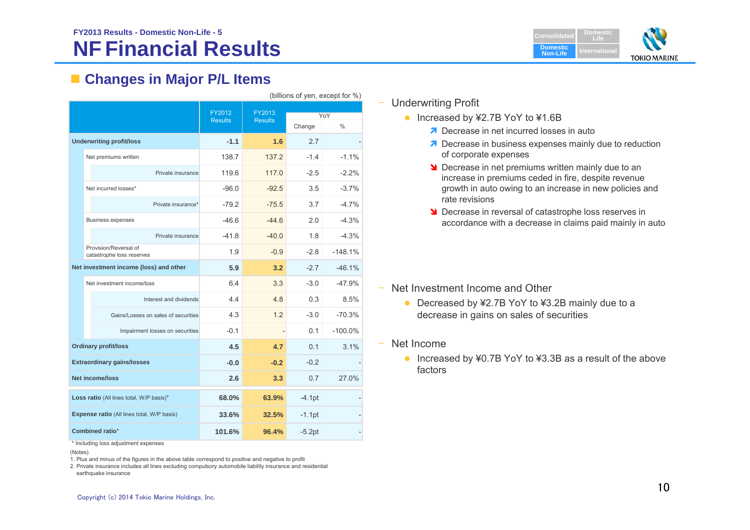FY2013 Results - Domestic Non-Life - 5

# NF Financial Results

## Changes in Major P/L Items

(billions of yen, except for %)

| | FY2012 Results | FY2013 Results | YoY Change | YoY % |
|---|---|---|---|---|
| **Underwriting profit/loss** | **-1.1** | **1.6** | 2.7 | - |
| Net premiums written | 138.7 | 137.2 | -1.4 | -1.1% |
| Private insurance | 119.6 | 117.0 | -2.5 | -2.2% |
| Net incurred losses* | -96.0 | -92.5 | 3.5 | -3.7% |
| Private insurance* | -79.2 | -75.5 | 3.7 | -4.7% |
| Business expenses | -46.6 | -44.6 | 2.0 | -4.3% |
| Private insurance | -41.8 | -40.0 | 1.8 | -4.3% |
| Provision/Reversal of catastrophe loss reserves | 1.9 | -0.9 | -2.8 | -148.1% |
| **Net investment income (loss) and other** | **5.9** | **3.2** | -2.7 | -46.1% |
| Net investment income/loss | 6.4 | 3.3 | -3.0 | -47.9% |
| Interest and dividends | 4.4 | 4.8 | 0.3 | 8.5% |
| Gains/Losses on sales of securities | 4.3 | 1.2 | -3.0 | -70.3% |
| Impairment losses on securities | -0.1 | - | 0.1 | -100.0% |
| **Ordinary profit/loss** | **4.5** | **4.7** | 0.1 | 3.1% |
| **Extraordinary gains/losses** | **-0.0** | **-0.2** | -0.2 | - |
| **Net income/loss** | **2.6** | **3.3** | 0.7 | 27.0% |
| **Loss ratio** (All lines total, W/P basis)* | **68.0%** | **63.9%** | -4.1pt | - |
| **Expense ratio** (All lines total, W/P basis) | **33.6%** | **32.5%** | -1.1pt | - |
| **Combined ratio*** | **101.6%** | **96.4%** | -5.2pt | - |

\* Including loss adjustment expenses

(Notes)
1. Plus and minus of the figures in the above table correspond to positive and negative to profit
2. Private insurance includes all lines excluding compulsory automobile liability insurance and residential earthquake insurance

- Underwriting Profit
  - Increased by ¥2.7B YoY to ¥1.6B
    - ↗ Decrease in net incurred losses in auto
    - ↗ Decrease in business expenses mainly due to reduction of corporate expenses
    - ↘ Decrease in net premiums written mainly due to an increase in premiums ceded in fire, despite revenue growth in auto owing to an increase in new policies and rate revisions
    - ↘ Decrease in reversal of catastrophe loss reserves in accordance with a decrease in claims paid mainly in auto

- Net Investment Income and Other
  - Decreased by ¥2.7B YoY to ¥3.2B mainly due to a decrease in gains on sales of securities

- Net Income
  - Increased by ¥0.7B YoY to ¥3.3B as a result of the above factors

Copyright (c) 2014 Tokio Marine Holdings, Inc.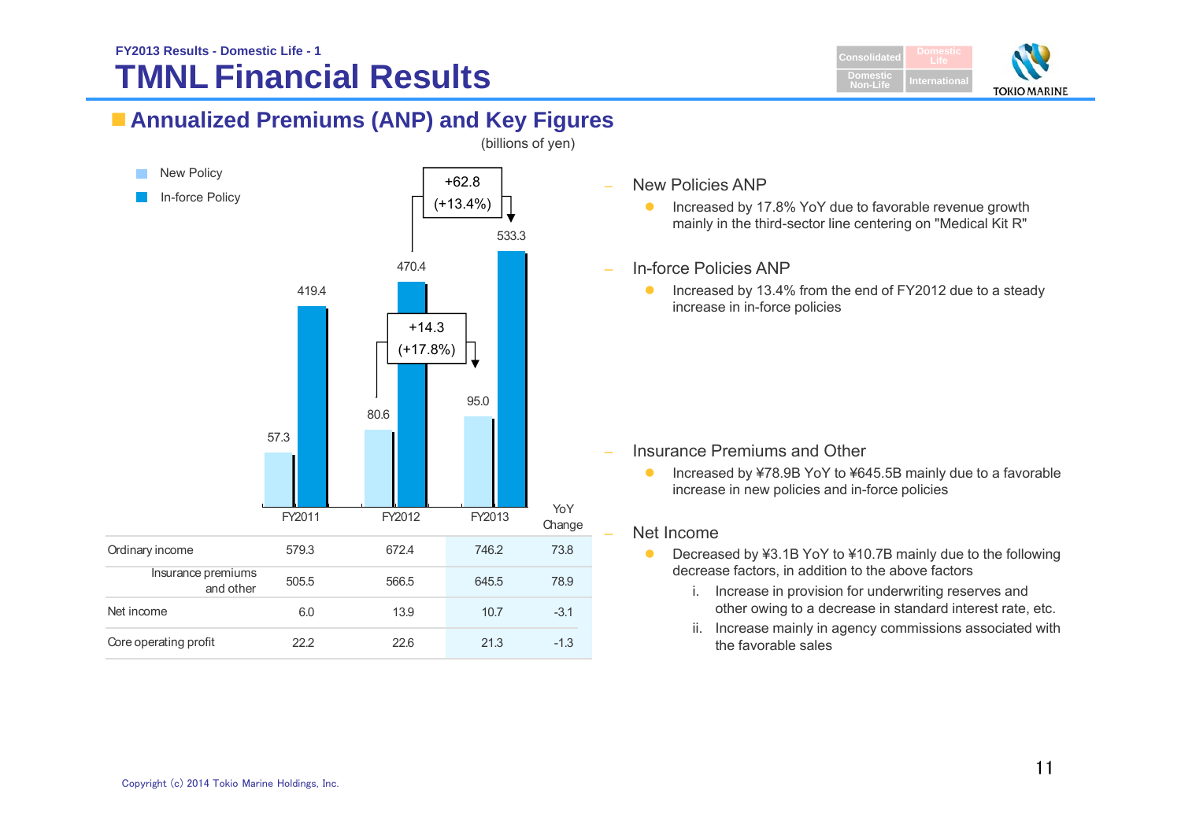FY2013 Results - Domestic Life - 1

# TMNL Financial Results

## Annualized Premiums (ANP) and Key Figures

(billions of yen)

| | FY2011 | FY2012 | FY2013 |
|---|---|---|---|
| New Policy | 57.3 | 80.6 | 95.0 |
| In-force Policy | 419.4 | 470.4 | 533.3 |

New Policy FY2013 vs FY2012: +14.3 (+17.8%)

In-force Policy FY2013 vs FY2012: +62.8 (+13.4%)

| | FY2011 | FY2012 | FY2013 | YoY Change |
|---|---|---|---|---|
| Ordinary income | 579.3 | 672.4 | 746.2 | 73.8 |
| Insurance premiums and other | 505.5 | 566.5 | 645.5 | 78.9 |
| Net income | 6.0 | 13.9 | 10.7 | -3.1 |
| Core operating profit | 22.2 | 22.6 | 21.3 | -1.3 |

- New Policies ANP
  - Increased by 17.8% YoY due to favorable revenue growth mainly in the third-sector line centering on "Medical Kit R"
- In-force Policies ANP
  - Increased by 13.4% from the end of FY2012 due to a steady increase in in-force policies
- Insurance Premiums and Other
  - Increased by ¥78.9B YoY to ¥645.5B mainly due to a favorable increase in new policies and in-force policies
- Net Income
  - Decreased by ¥3.1B YoY to ¥10.7B mainly due to the following decrease factors, in addition to the above factors
    - i. Increase in provision for underwriting reserves and other owing to a decrease in standard interest rate, etc.
    - ii. Increase mainly in agency commissions associated with the favorable sales

Copyright (c) 2014 Tokio Marine Holdings, Inc.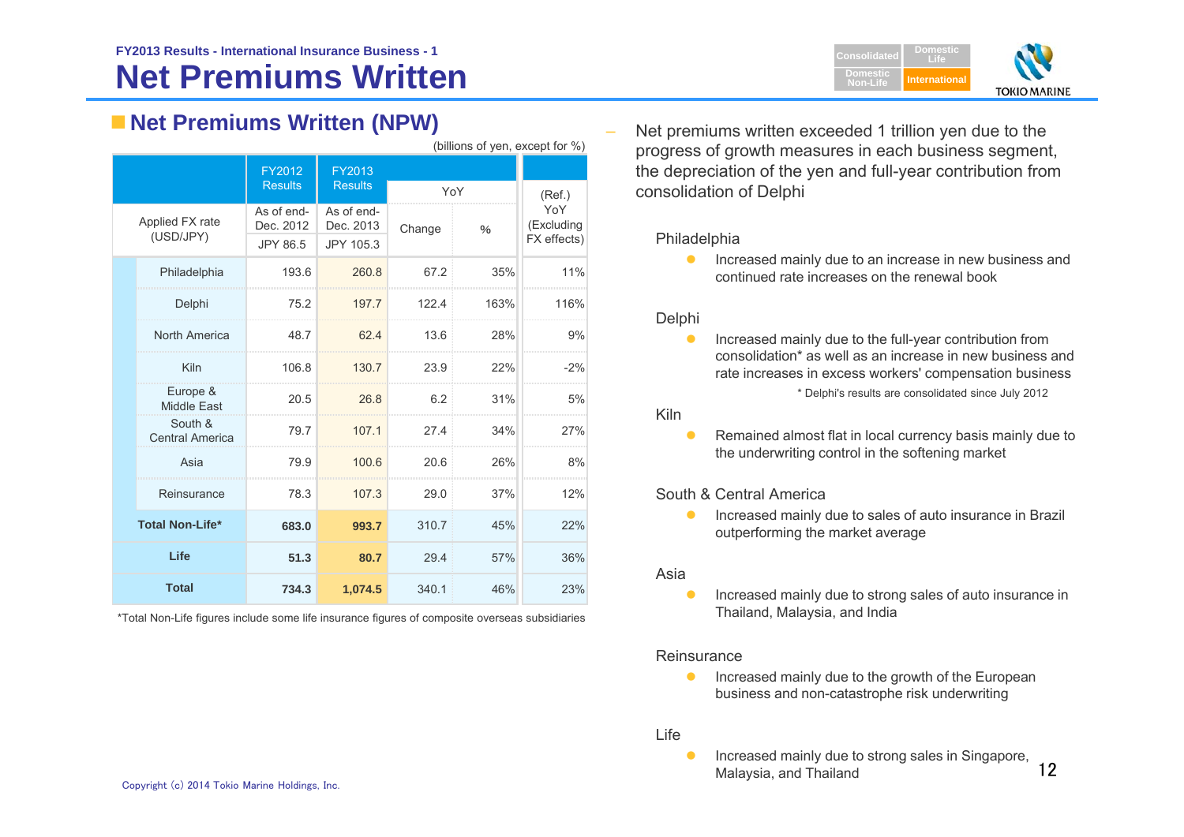FY2013 Results - International Insurance Business - 1

# Net Premiums Written

## Net Premiums Written (NPW)

(billions of yen, except for %)

| | FY2012 Results | FY2013 Results | YoY | | (Ref.) YoY (Excluding FX effects) |
|---|---|---|---|---|---|
| Applied FX rate (USD/JPY) | As of end-Dec. 2012 JPY 86.5 | As of end-Dec. 2013 JPY 105.3 | Change | % | |
| Philadelphia | 193.6 | 260.8 | 67.2 | 35% | 11% |
| Delphi | 75.2 | 197.7 | 122.4 | 163% | 116% |
| North America | 48.7 | 62.4 | 13.6 | 28% | 9% |
| Kiln | 106.8 | 130.7 | 23.9 | 22% | -2% |
| Europe & Middle East | 20.5 | 26.8 | 6.2 | 31% | 5% |
| South & Central America | 79.7 | 107.1 | 27.4 | 34% | 27% |
| Asia | 79.9 | 100.6 | 20.6 | 26% | 8% |
| Reinsurance | 78.3 | 107.3 | 29.0 | 37% | 12% |
| **Total Non-Life*** | **683.0** | **993.7** | 310.7 | 45% | 22% |
| **Life** | **51.3** | **80.7** | 29.4 | 57% | 36% |
| **Total** | **734.3** | **1,074.5** | 340.1 | 46% | 23% |

*Total Non-Life figures include some life insurance figures of composite overseas subsidiaries

– Net premiums written exceeded 1 trillion yen due to the progress of growth measures in each business segment, the depreciation of the yen and full-year contribution from consolidation of Delphi

Philadelphia

- Increased mainly due to an increase in new business and continued rate increases on the renewal book

Delphi

- Increased mainly due to the full-year contribution from consolidation* as well as an increase in new business and rate increases in excess workers' compensation business

\* Delphi's results are consolidated since July 2012

Kiln

- Remained almost flat in local currency basis mainly due to the underwriting control in the softening market

South & Central America

- Increased mainly due to sales of auto insurance in Brazil outperforming the market average

Asia

- Increased mainly due to strong sales of auto insurance in Thailand, Malaysia, and India

Reinsurance

- Increased mainly due to the growth of the European business and non-catastrophe risk underwriting

Life

- Increased mainly due to strong sales in Singapore, Malaysia, and Thailand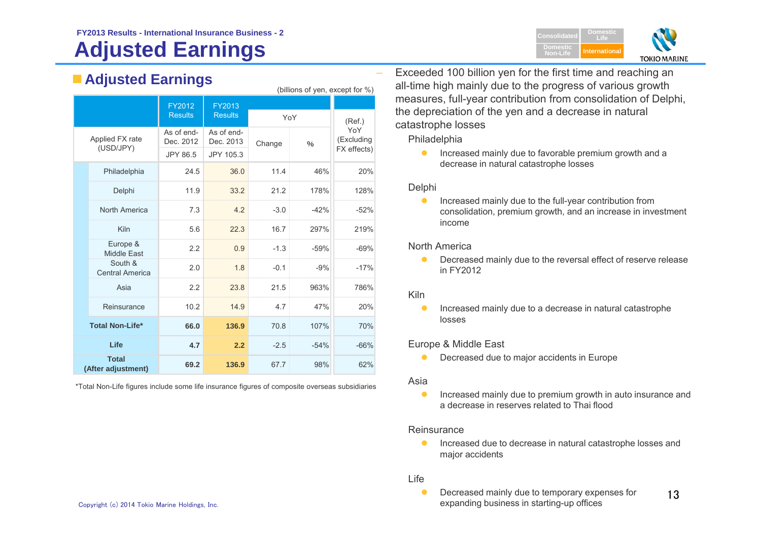FY2013 Results - International Insurance Business - 2

# Adjusted Earnings

## Adjusted Earnings

(billions of yen, except for %)

| | FY2012 Results | FY2013 Results | YoY | | (Ref.) YoY (Excluding FX effects) |
|---|---|---|---|---|---|
| Applied FX rate (USD/JPY) | As of end-Dec. 2012 JPY 86.5 | As of end-Dec. 2013 JPY 105.3 | Change | % | |
| Philadelphia | 24.5 | 36.0 | 11.4 | 46% | 20% |
| Delphi | 11.9 | 33.2 | 21.2 | 178% | 128% |
| North America | 7.3 | 4.2 | -3.0 | -42% | -52% |
| Kiln | 5.6 | 22.3 | 16.7 | 297% | 219% |
| Europe & Middle East | 2.2 | 0.9 | -1.3 | -59% | -69% |
| South & Central America | 2.0 | 1.8 | -0.1 | -9% | -17% |
| Asia | 2.2 | 23.8 | 21.5 | 963% | 786% |
| Reinsurance | 10.2 | 14.9 | 4.7 | 47% | 20% |
| **Total Non-Life*** | **66.0** | **136.9** | 70.8 | 107% | 70% |
| **Life** | **4.7** | **2.2** | -2.5 | -54% | -66% |
| **Total (After adjustment)** | **69.2** | **136.9** | 67.7 | 98% | 62% |

*Total Non-Life figures include some life insurance figures of composite overseas subsidiaries

- Exceeded 100 billion yen for the first time and reaching an all-time high mainly due to the progress of various growth measures, full-year contribution from consolidation of Delphi, the depreciation of the yen and a decrease in natural catastrophe losses

Philadelphia

- Increased mainly due to favorable premium growth and a decrease in natural catastrophe losses

Delphi

- Increased mainly due to the full-year contribution from consolidation, premium growth, and an increase in investment income

North America

- Decreased mainly due to the reversal effect of reserve release in FY2012

Kiln

- Increased mainly due to a decrease in natural catastrophe losses

Europe & Middle East

- Decreased due to major accidents in Europe

Asia

- Increased mainly due to premium growth in auto insurance and a decrease in reserves related to Thai flood

Reinsurance

- Increased due to decrease in natural catastrophe losses and major accidents

Life

- Decreased mainly due to temporary expenses for expanding business in starting-up offices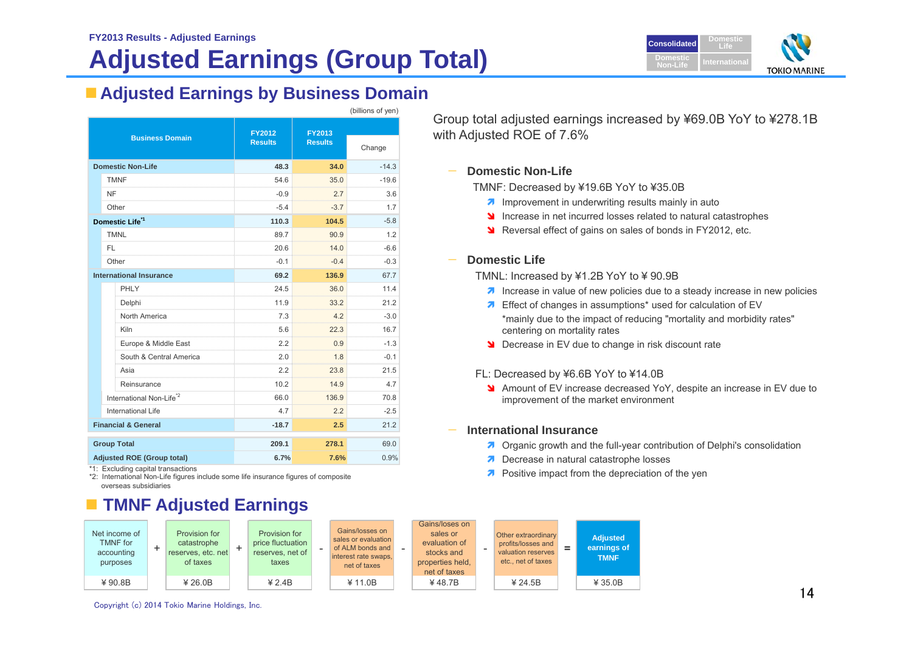FY2013 Results - Adjusted Earnings

# Adjusted Earnings (Group Total)

Consolidated | Domestic Life | Domestic Non-Life | International

## Adjusted Earnings by Business Domain

(billions of yen)

| Business Domain | FY2012 Results | FY2013 Results | Change |
|---|---|---|---|
| **Domestic Non-Life** | 48.3 | 34.0 | -14.3 |
| TMNF | 54.6 | 35.0 | -19.6 |
| NF | -0.9 | 2.7 | 3.6 |
| Other | -5.4 | -3.7 | 1.7 |
| **Domestic Life**[*1] | 110.3 | 104.5 | -5.8 |
| TMNL | 89.7 | 90.9 | 1.2 |
| FL | 20.6 | 14.0 | -6.6 |
| Other | -0.1 | -0.4 | -0.3 |
| **International Insurance** | 69.2 | 136.9 | 67.7 |
| PHLY | 24.5 | 36.0 | 11.4 |
| Delphi | 11.9 | 33.2 | 21.2 |
| North America | 7.3 | 4.2 | -3.0 |
| Kiln | 5.6 | 22.3 | 16.7 |
| Europe & Middle East | 2.2 | 0.9 | -1.3 |
| South & Central America | 2.0 | 1.8 | -0.1 |
| Asia | 2.2 | 23.8 | 21.5 |
| Reinsurance | 10.2 | 14.9 | 4.7 |
| International Non-Life[*2] | 66.0 | 136.9 | 70.8 |
| International Life | 4.7 | 2.2 | -2.5 |
| **Financial & General** | -18.7 | 2.5 | 21.2 |
| **Group Total** | 209.1 | 278.1 | 69.0 |
| **Adjusted ROE (Group total)** | 6.7% | 7.6% | 0.9% |

*1: Excluding capital transactions
*2: International Non-Life figures include some life insurance figures of composite overseas subsidiaries

Group total adjusted earnings increased by ¥69.0B YoY to ¥278.1B with Adjusted ROE of 7.6%

### Domestic Non-Life

TMNF: Decreased by ¥19.6B YoY to ¥35.0B

- ↗ Improvement in underwriting results mainly in auto
- ↘ Increase in net incurred losses related to natural catastrophes
- ↘ Reversal effect of gains on sales of bonds in FY2012, etc.

### Domestic Life

TMNL: Increased by ¥1.2B YoY to ¥ 90.9B

- ↗ Increase in value of new policies due to a steady increase in new policies
- ↗ Effect of changes in assumptions* used for calculation of EV
  *mainly due to the impact of reducing "mortality and morbidity rates" centering on mortality rates
- ↘ Decrease in EV due to change in risk discount rate

FL: Decreased by ¥6.6B YoY to ¥14.0B

- ↘ Amount of EV increase decreased YoY, despite an increase in EV due to improvement of the market environment

### International Insurance

- ↗ Organic growth and the full-year contribution of Delphi's consolidation
- ↗ Decrease in natural catastrophe losses
- ↗ Positive impact from the depreciation of the yen

## TMNF Adjusted Earnings

| Net income of TMNF for accounting purposes | + | Provision for catastrophe reserves, etc. net of taxes | + | Provision for price fluctuation reserves, net of taxes | - | Gains/losses on sales or evaluation of ALM bonds and interest rate swaps, net of taxes | - | Gains/loses on sales or evaluation of stocks and properties held, net of taxes | - | Other extraordinary profits/losses and valuation reserves etc., net of taxes | = | Adjusted earnings of TMNF |
|---|---|---|---|---|---|---|---|---|---|---|---|---|
| ¥ 90.8B | | ¥ 26.0B | | ¥ 2.4B | | ¥ 11.0B | | ¥ 48.7B | | ¥ 24.5B | | ¥ 35.0B |

Copyright (c) 2014 Tokio Marine Holdings, Inc.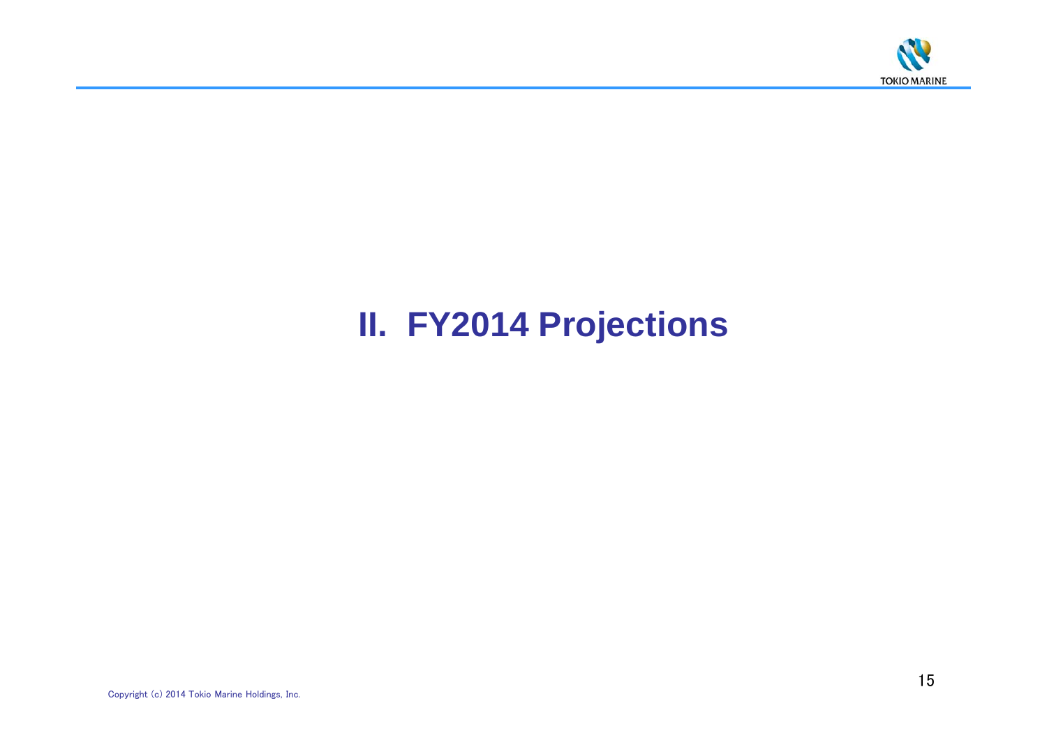# II. FY2014 Projections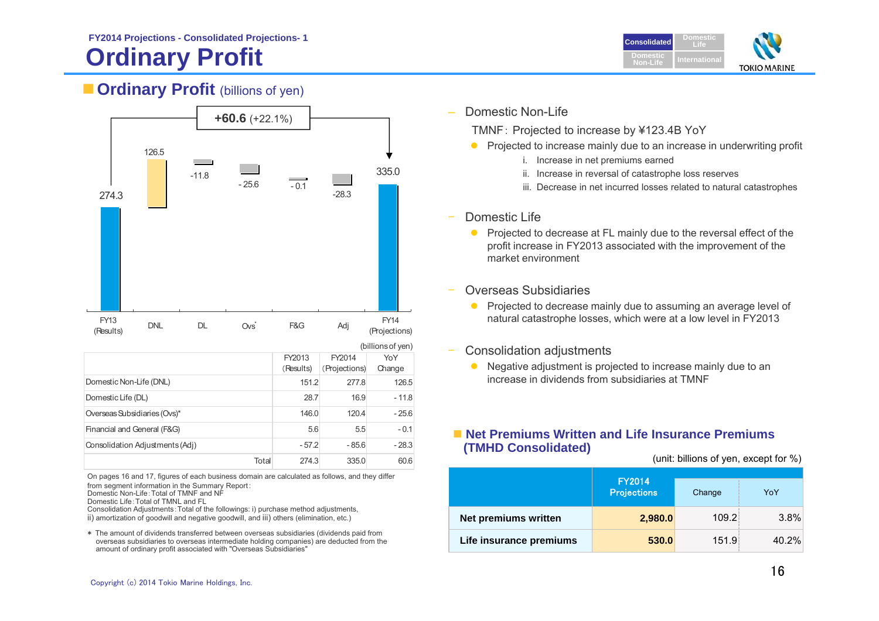FY2014 Projections - Consolidated Projections- 1

# Ordinary Profit

## Ordinary Profit (billions of yen)

+60.6 (+22.1%)

| | FY13 (Results) | DNL | DL | Ovs* | F&G | Adj | FY14 (Projections) |
|---|---|---|---|---|---|---|---|
| Value | 274.3 | 126.5 | -11.8 | - 25.6 | - 0.1 | -28.3 | 335.0 |

(billions of yen)

| | FY2013 (Results) | FY2014 (Projections) | YoY Change |
|---|---|---|---|
| Domestic Non-Life (DNL) | 151.2 | 277.8 | 126.5 |
| Domestic Life (DL) | 28.7 | 16.9 | - 11.8 |
| Overseas Subsidiaries (Ovs)* | 146.0 | 120.4 | - 25.6 |
| Financial and General (F&G) | 5.6 | 5.5 | - 0.1 |
| Consolidation Adjustments (Adj) | - 57.2 | - 85.6 | - 28.3 |
| Total | 274.3 | 335.0 | 60.6 |

On pages 16 and 17, figures of each business domain are calculated as follows, and they differ from segment information in the Summary Report:
Domestic Non-Life: Total of TMNF and NF
Domestic Life: Total of TMNL and FL
Consolidation Adjustments: Total of the followings: i) purchase method adjustments, ii) amortization of goodwill and negative goodwill, and iii) others (elimination, etc.)

* The amount of dividends transferred between overseas subsidiaries (dividends paid from overseas subsidiaries to overseas intermediate holding companies) are deducted from the amount of ordinary profit associated with "Overseas Subsidiaries"

- Domestic Non-Life

  TMNF: Projected to increase by ¥123.4B YoY

  - Projected to increase mainly due to an increase in underwriting profit
    1. Increase in net premiums earned
    2. Increase in reversal of catastrophe loss reserves
    3. Decrease in net incurred losses related to natural catastrophes

- Domestic Life
  - Projected to decrease at FL mainly due to the reversal effect of the profit increase in FY2013 associated with the improvement of the market environment

- Overseas Subsidiaries
  - Projected to decrease mainly due to assuming an average level of natural catastrophe losses, which were at a low level in FY2013

- Consolidation adjustments
  - Negative adjustment is projected to increase mainly due to an increase in dividends from subsidiaries at TMNF

## Net Premiums Written and Life Insurance Premiums (TMHD Consolidated)

(unit: billions of yen, except for %)

| | FY2014 Projections | Change | YoY |
|---|---|---|---|
| **Net premiums written** | **2,980.0** | 109.2 | 3.8% |
| **Life insurance premiums** | **530.0** | 151.9 | 40.2% |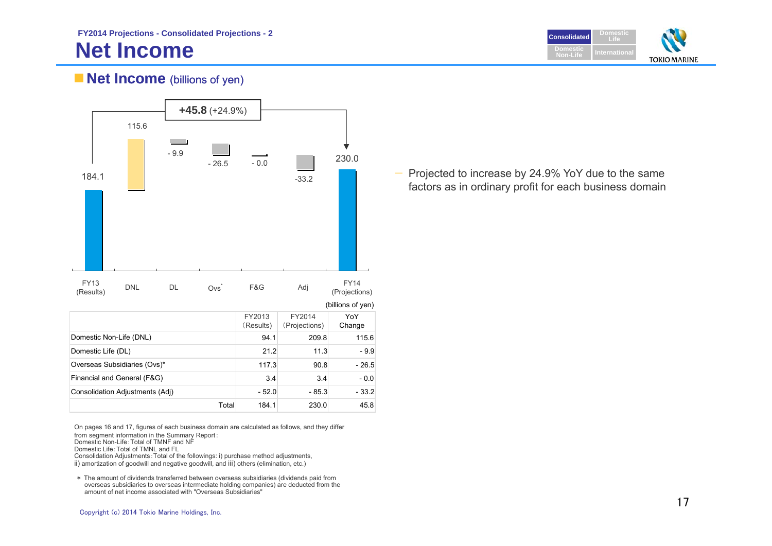FY2014 Projections - Consolidated Projections - 2

# Net Income

## Net Income (billions of yen)

+45.8 (+24.9%)

| FY13 (Results) | DNL | DL | Ovs* | F&G | Adj | FY14 (Projections) |
|---|---|---|---|---|---|---|
| 184.1 | 115.6 | - 9.9 | - 26.5 | - 0.0 | -33.2 | 230.0 |

(billions of yen)

| | FY2013 (Results) | FY2014 (Projections) | YoY Change |
|---|---|---|---|
| Domestic Non-Life (DNL) | 94.1 | 209.8 | 115.6 |
| Domestic Life (DL) | 21.2 | 11.3 | - 9.9 |
| Overseas Subsidiaries (Ovs)* | 117.3 | 90.8 | - 26.5 |
| Financial and General (F&G) | 3.4 | 3.4 | - 0.0 |
| Consolidation Adjustments (Adj) | - 52.0 | - 85.3 | - 33.2 |
| Total | 184.1 | 230.0 | 45.8 |

On pages 16 and 17, figures of each business domain are calculated as follows, and they differ from segment information in the Summary Report:
Domestic Non-Life: Total of TMNF and NF
Domestic Life: Total of TMNL and FL
Consolidation Adjustments: Total of the followings: i) purchase method adjustments, ii) amortization of goodwill and negative goodwill, and iii) others (elimination, etc.)

\* The amount of dividends transferred between overseas subsidiaries (dividends paid from overseas subsidiaries to overseas intermediate holding companies) are deducted from the amount of net income associated with "Overseas Subsidiaries"

- Projected to increase by 24.9% YoY due to the same factors as in ordinary profit for each business domain

Copyright (c) 2014 Tokio Marine Holdings, Inc.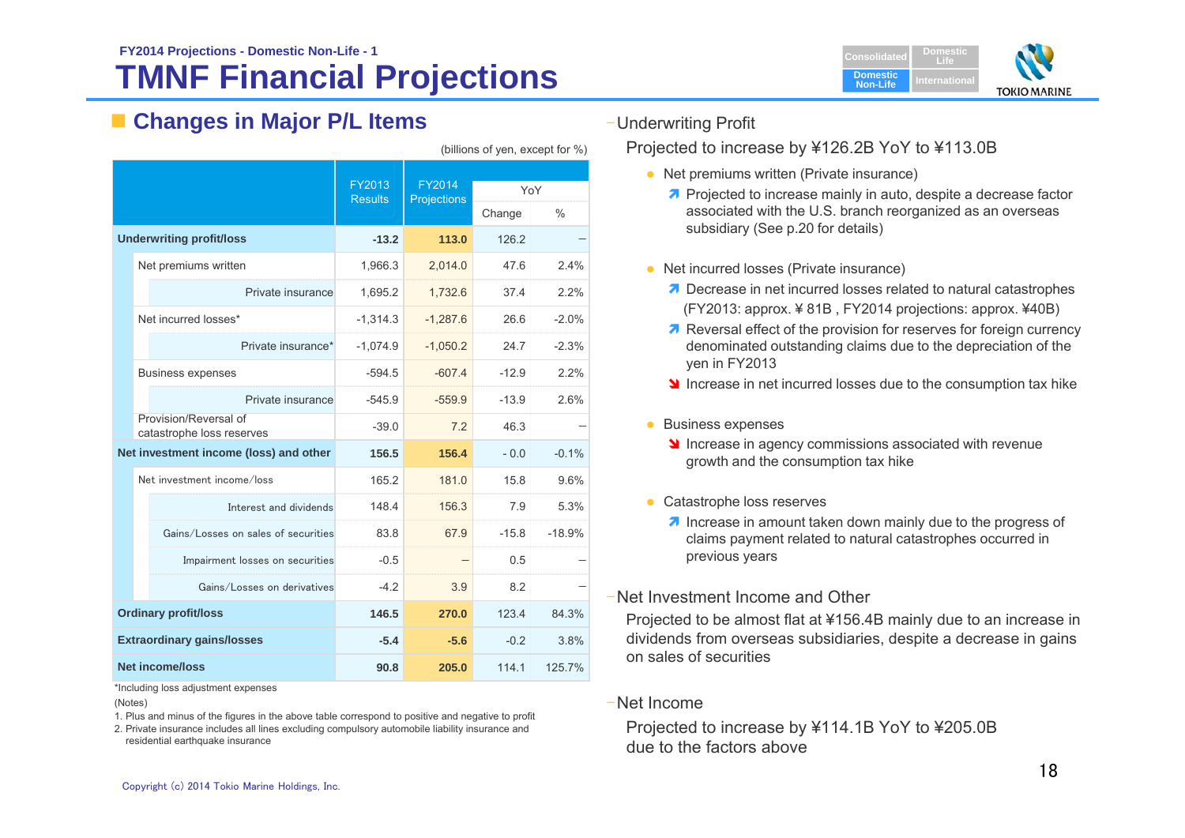FY2014 Projections - Domestic Non-Life - 1

# TMNF Financial Projections

## Changes in Major P/L Items

(billions of yen, except for %)

| | FY2013 Results | FY2014 Projections | YoY Change | YoY % |
|---|---|---|---|---|
| **Underwriting profit/loss** | **-13.2** | **113.0** | 126.2 | – |
| Net premiums written | 1,966.3 | 2,014.0 | 47.6 | 2.4% |
| Private insurance | 1,695.2 | 1,732.6 | 37.4 | 2.2% |
| Net incurred losses* | -1,314.3 | -1,287.6 | 26.6 | -2.0% |
| Private insurance* | -1,074.9 | -1,050.2 | 24.7 | -2.3% |
| Business expenses | -594.5 | -607.4 | -12.9 | 2.2% |
| Private insurance | -545.9 | -559.9 | -13.9 | 2.6% |
| Provision/Reversal of catastrophe loss reserves | -39.0 | 7.2 | 46.3 | – |
| **Net investment income (loss) and other** | **156.5** | **156.4** | - 0.0 | -0.1% |
| Net investment income/loss | 165.2 | 181.0 | 15.8 | 9.6% |
| Interest and dividends | 148.4 | 156.3 | 7.9 | 5.3% |
| Gains/Losses on sales of securities | 83.8 | 67.9 | -15.8 | -18.9% |
| Impairment losses on securities | -0.5 | – | 0.5 | – |
| Gains/Losses on derivatives | -4.2 | 3.9 | 8.2 | – |
| **Ordinary profit/loss** | **146.5** | **270.0** | 123.4 | 84.3% |
| **Extraordinary gains/losses** | **-5.4** | **-5.6** | -0.2 | 3.8% |
| **Net income/loss** | **90.8** | **205.0** | 114.1 | 125.7% |

*Including loss adjustment expenses

(Notes)

1. Plus and minus of the figures in the above table correspond to positive and negative to profit
2. Private insurance includes all lines excluding compulsory automobile liability insurance and residential earthquake insurance

### Underwriting Profit

Projected to increase by ¥126.2B YoY to ¥113.0B

- Net premiums written (Private insurance)
  - ↗ Projected to increase mainly in auto, despite a decrease factor associated with the U.S. branch reorganized as an overseas subsidiary (See p.20 for details)
- Net incurred losses (Private insurance)
  - ↗ Decrease in net incurred losses related to natural catastrophes (FY2013: approx. ¥ 81B , FY2014 projections: approx. ¥40B)
  - ↗ Reversal effect of the provision for reserves for foreign currency denominated outstanding claims due to the depreciation of the yen in FY2013
  - ↘ Increase in net incurred losses due to the consumption tax hike
- Business expenses
  - ↘ Increase in agency commissions associated with revenue growth and the consumption tax hike
- Catastrophe loss reserves
  - ↗ Increase in amount taken down mainly due to the progress of claims payment related to natural catastrophes occurred in previous years

### Net Investment Income and Other

Projected to be almost flat at ¥156.4B mainly due to an increase in dividends from overseas subsidiaries, despite a decrease in gains on sales of securities

### Net Income

Projected to increase by ¥114.1B YoY to ¥205.0B due to the factors above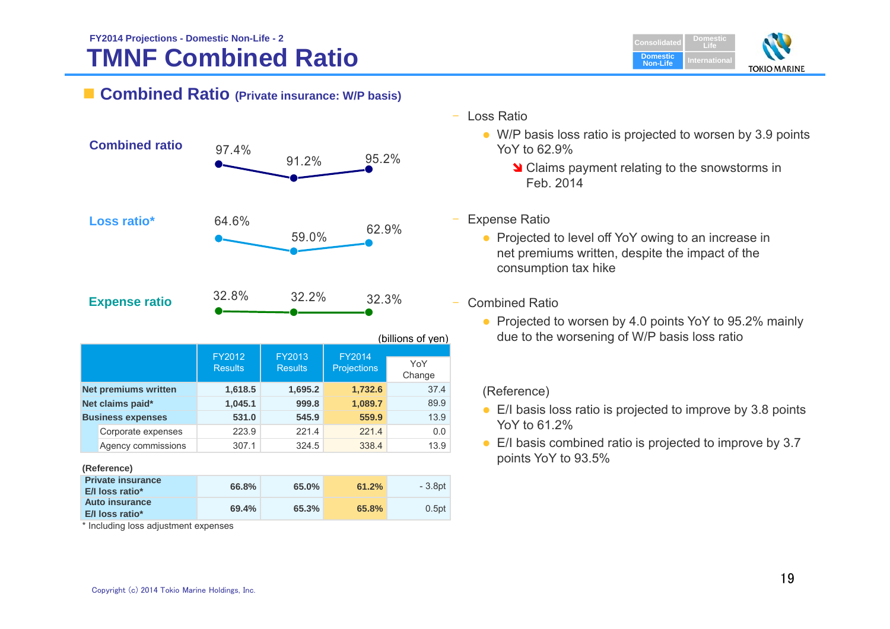FY2014 Projections - Domestic Non-Life - 2

# TMNF Combined Ratio

## Combined Ratio (Private insurance: W/P basis)

| | FY2012 | FY2013 | FY2014 |
|---|---|---|---|
| Combined ratio | 97.4% | 91.2% | 95.2% |
| Loss ratio* | 64.6% | 59.0% | 62.9% |
| Expense ratio | 32.8% | 32.2% | 32.3% |

(billions of yen)

| | FY2012 Results | FY2013 Results | FY2014 Projections | YoY Change |
|---|---|---|---|---|
| **Net premiums written** | **1,618.5** | **1,695.2** | **1,732.6** | 37.4 |
| **Net claims paid*** | **1,045.1** | **999.8** | **1,089.7** | 89.9 |
| **Business expenses** | **531.0** | **545.9** | **559.9** | 13.9 |
| Corporate expenses | 223.9 | 221.4 | 221.4 | 0.0 |
| Agency commissions | 307.1 | 324.5 | 338.4 | 13.9 |

(Reference)

| | FY2012 Results | FY2013 Results | FY2014 Projections | YoY Change |
|---|---|---|---|---|
| **Private insurance E/I loss ratio*** | **66.8%** | **65.0%** | **61.2%** | - 3.8pt |
| **Auto insurance E/I loss ratio*** | **69.4%** | **65.3%** | **65.8%** | 0.5pt |

\* Including loss adjustment expenses

- Loss Ratio
  - W/P basis loss ratio is projected to worsen by 3.9 points YoY to 62.9%
    - ➘ Claims payment relating to the snowstorms in Feb. 2014
- Expense Ratio
  - Projected to level off YoY owing to an increase in net premiums written, despite the impact of the consumption tax hike
- Combined Ratio
  - Projected to worsen by 4.0 points YoY to 95.2% mainly due to the worsening of W/P basis loss ratio

(Reference)

- E/I basis loss ratio is projected to improve by 3.8 points YoY to 61.2%
- E/I basis combined ratio is projected to improve by 3.7 points YoY to 93.5%

Copyright (c) 2014 Tokio Marine Holdings, Inc.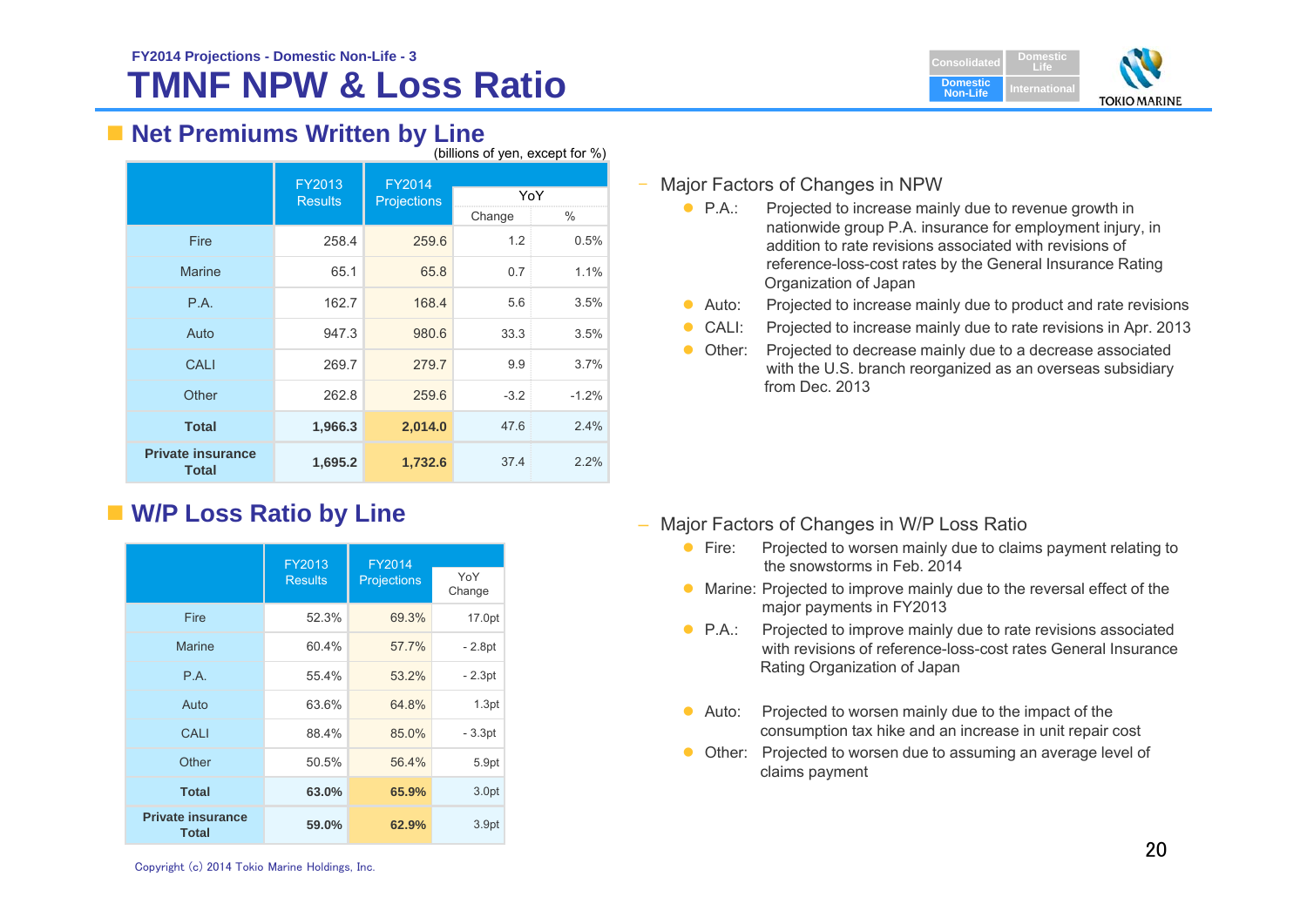FY2014 Projections - Domestic Non-Life - 3

# TMNF NPW & Loss Ratio

## Net Premiums Written by Line

(billions of yen, except for %)

| | FY2013 Results | FY2014 Projections | YoY | |
|---|---|---|---|---|
| | | | Change | % |
| Fire | 258.4 | 259.6 | 1.2 | 0.5% |
| Marine | 65.1 | 65.8 | 0.7 | 1.1% |
| P.A. | 162.7 | 168.4 | 5.6 | 3.5% |
| Auto | 947.3 | 980.6 | 33.3 | 3.5% |
| CALI | 269.7 | 279.7 | 9.9 | 3.7% |
| Other | 262.8 | 259.6 | -3.2 | -1.2% |
| **Total** | **1,966.3** | **2,014.0** | 47.6 | 2.4% |
| **Private insurance Total** | **1,695.2** | **1,732.6** | 37.4 | 2.2% |

- Major Factors of Changes in NPW
  - P.A.: Projected to increase mainly due to revenue growth in nationwide group P.A. insurance for employment injury, in addition to rate revisions associated with revisions of reference-loss-cost rates by the General Insurance Rating Organization of Japan
  - Auto: Projected to increase mainly due to product and rate revisions
  - CALI: Projected to increase mainly due to rate revisions in Apr. 2013
  - Other: Projected to decrease mainly due to a decrease associated with the U.S. branch reorganized as an overseas subsidiary from Dec. 2013

## W/P Loss Ratio by Line

| | FY2013 Results | FY2014 Projections | YoY Change |
|---|---|---|---|
| Fire | 52.3% | 69.3% | 17.0pt |
| Marine | 60.4% | 57.7% | - 2.8pt |
| P.A. | 55.4% | 53.2% | - 2.3pt |
| Auto | 63.6% | 64.8% | 1.3pt |
| CALI | 88.4% | 85.0% | - 3.3pt |
| Other | 50.5% | 56.4% | 5.9pt |
| **Total** | **63.0%** | **65.9%** | 3.0pt |
| **Private insurance Total** | **59.0%** | **62.9%** | 3.9pt |

- Major Factors of Changes in W/P Loss Ratio
  - Fire: Projected to worsen mainly due to claims payment relating to the snowstorms in Feb. 2014
  - Marine: Projected to improve mainly due to the reversal effect of the major payments in FY2013
  - P.A.: Projected to improve mainly due to rate revisions associated with revisions of reference-loss-cost rates General Insurance Rating Organization of Japan
  - Auto: Projected to worsen mainly due to the impact of the consumption tax hike and an increase in unit repair cost
  - Other: Projected to worsen due to assuming an average level of claims payment

Copyright (c) 2014 Tokio Marine Holdings, Inc.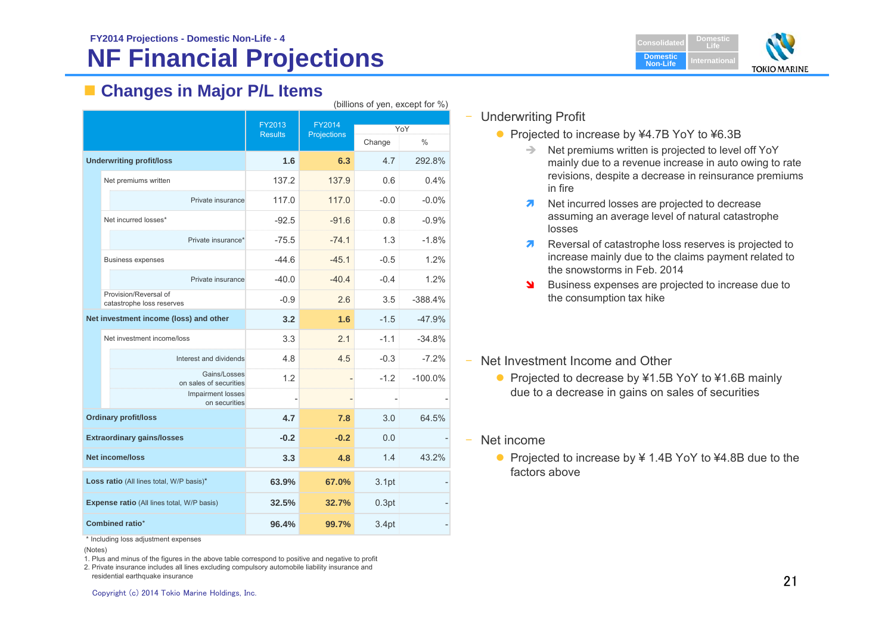FY2014 Projections - Domestic Non-Life - 4

# NF Financial Projections

## Changes in Major P/L Items

(billions of yen, except for %)

| | FY2013 Results | FY2014 Projections | YoY Change | YoY % |
|---|---|---|---|---|
| **Underwriting profit/loss** | **1.6** | **6.3** | 4.7 | 292.8% |
| Net premiums written | 137.2 | 137.9 | 0.6 | 0.4% |
| Private insurance | 117.0 | 117.0 | -0.0 | -0.0% |
| Net incurred losses* | -92.5 | -91.6 | 0.8 | -0.9% |
| Private insurance* | -75.5 | -74.1 | 1.3 | -1.8% |
| Business expenses | -44.6 | -45.1 | -0.5 | 1.2% |
| Private insurance | -40.0 | -40.4 | -0.4 | 1.2% |
| Provision/Reversal of catastrophe loss reserves | -0.9 | 2.6 | 3.5 | -388.4% |
| **Net investment income (loss) and other** | **3.2** | **1.6** | -1.5 | -47.9% |
| Net investment income/loss | 3.3 | 2.1 | -1.1 | -34.8% |
| Interest and dividends | 4.8 | 4.5 | -0.3 | -7.2% |
| Gains/Losses on sales of securities | 1.2 | - | -1.2 | -100.0% |
| Impairment losses on securities | - | - | - | - |
| **Ordinary profit/loss** | **4.7** | **7.8** | 3.0 | 64.5% |
| **Extraordinary gains/losses** | **-0.2** | **-0.2** | 0.0 | - |
| **Net income/loss** | **3.3** | **4.8** | 1.4 | 43.2% |
| **Loss ratio** (All lines total, W/P basis)* | **63.9%** | **67.0%** | 3.1pt | - |
| **Expense ratio** (All lines total, W/P basis) | **32.5%** | **32.7%** | 0.3pt | - |
| **Combined ratio*** | **96.4%** | **99.7%** | 3.4pt | - |

\* Including loss adjustment expenses

(Notes)

1. Plus and minus of the figures in the above table correspond to positive and negative to profit
2. Private insurance includes all lines excluding compulsory automobile liability insurance and residential earthquake insurance

- Underwriting Profit
  - Projected to increase by ¥4.7B YoY to ¥6.3B
    - ➔ Net premiums written is projected to level off YoY mainly due to a revenue increase in auto owing to rate revisions, despite a decrease in reinsurance premiums in fire
    - ↗ Net incurred losses are projected to decrease assuming an average level of natural catastrophe losses
    - ↗ Reversal of catastrophe loss reserves is projected to increase mainly due to the claims payment related to the snowstorms in Feb. 2014
    - ↘ Business expenses are projected to increase due to the consumption tax hike

- Net Investment Income and Other
  - Projected to decrease by ¥1.5B YoY to ¥1.6B mainly due to a decrease in gains on sales of securities

- Net income
  - Projected to increase by ¥ 1.4B YoY to ¥4.8B due to the factors above

Copyright (c) 2014 Tokio Marine Holdings, Inc.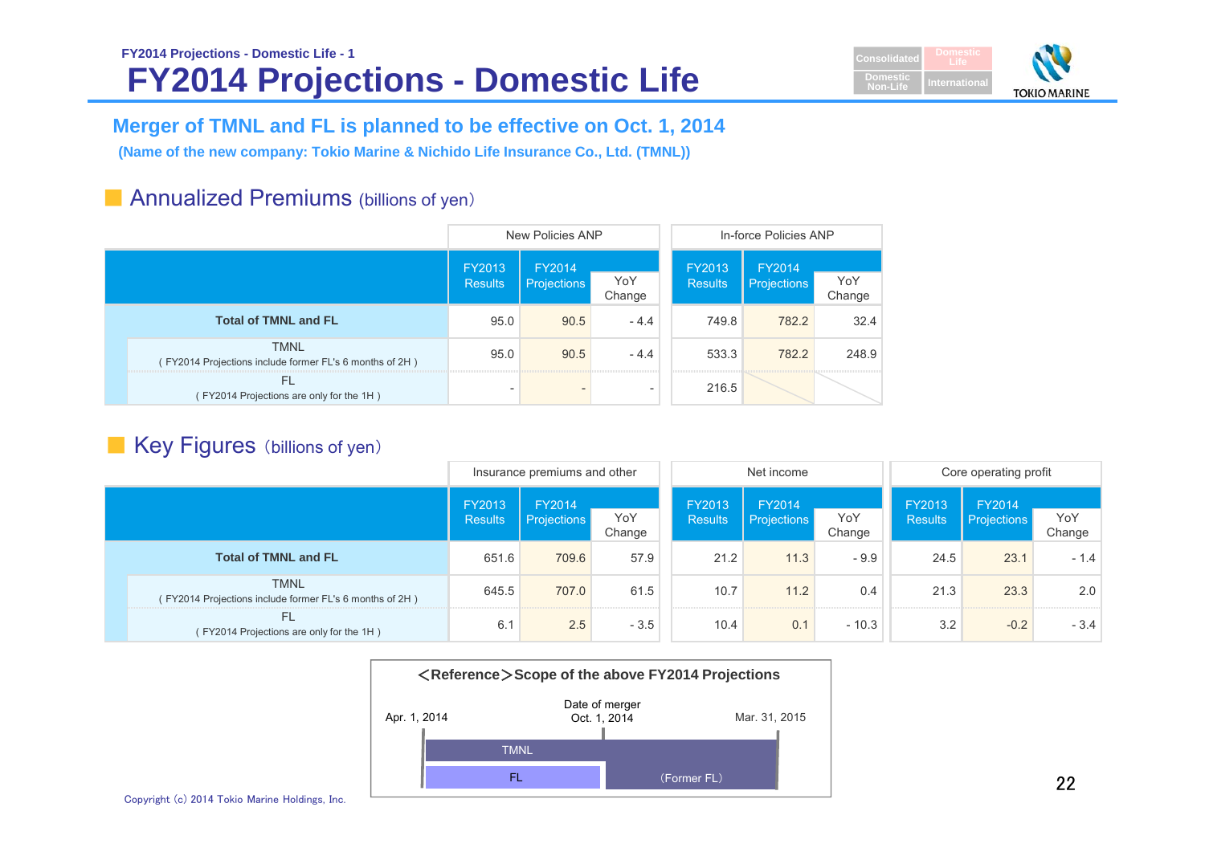FY2014 Projections - Domestic Life - 1

# FY2014 Projections - Domestic Life

## Merger of TMNL and FL is planned to be effective on Oct. 1, 2014

**(Name of the new company: Tokio Marine & Nichido Life Insurance Co., Ltd. (TMNL))**

### Annualized Premiums (billions of yen)

| | New Policies ANP | | | In-force Policies ANP | | |
|---|---|---|---|---|---|---|
| | FY2013 Results | FY2014 Projections | YoY Change | FY2013 Results | FY2014 Projections | YoY Change |
| **Total of TMNL and FL** | 95.0 | 90.5 | - 4.4 | 749.8 | 782.2 | 32.4 |
| TMNL ( FY2014 Projections include former FL's 6 months of 2H ) | 95.0 | 90.5 | - 4.4 | 533.3 | 782.2 | 248.9 |
| FL ( FY2014 Projections are only for the 1H ) | - | - | - | 216.5 | | |

### Key Figures (billions of yen)

| | Insurance premiums and other | | | Net income | | | Core operating profit | | |
|---|---|---|---|---|---|---|---|---|---|
| | FY2013 Results | FY2014 Projections | YoY Change | FY2013 Results | FY2014 Projections | YoY Change | FY2013 Results | FY2014 Projections | YoY Change |
| **Total of TMNL and FL** | 651.6 | 709.6 | 57.9 | 21.2 | 11.3 | - 9.9 | 24.5 | 23.1 | - 1.4 |
| TMNL ( FY2014 Projections include former FL's 6 months of 2H ) | 645.5 | 707.0 | 61.5 | 10.7 | 11.2 | 0.4 | 21.3 | 23.3 | 2.0 |
| FL ( FY2014 Projections are only for the 1H ) | 6.1 | 2.5 | - 3.5 | 10.4 | 0.1 | - 10.3 | 3.2 | -0.2 | - 3.4 |

**＜Reference＞Scope of the above FY2014 Projections**

Apr. 1, 2014 — Date of merger Oct. 1, 2014 — Mar. 31, 2015

TMNL: Apr. 1, 2014 – Mar. 31, 2015

FL: Apr. 1, 2014 – Oct. 1, 2014; (Former FL) Oct. 1, 2014 – Mar. 31, 2015 (included in TMNL)

Copyright (c) 2014 Tokio Marine Holdings, Inc.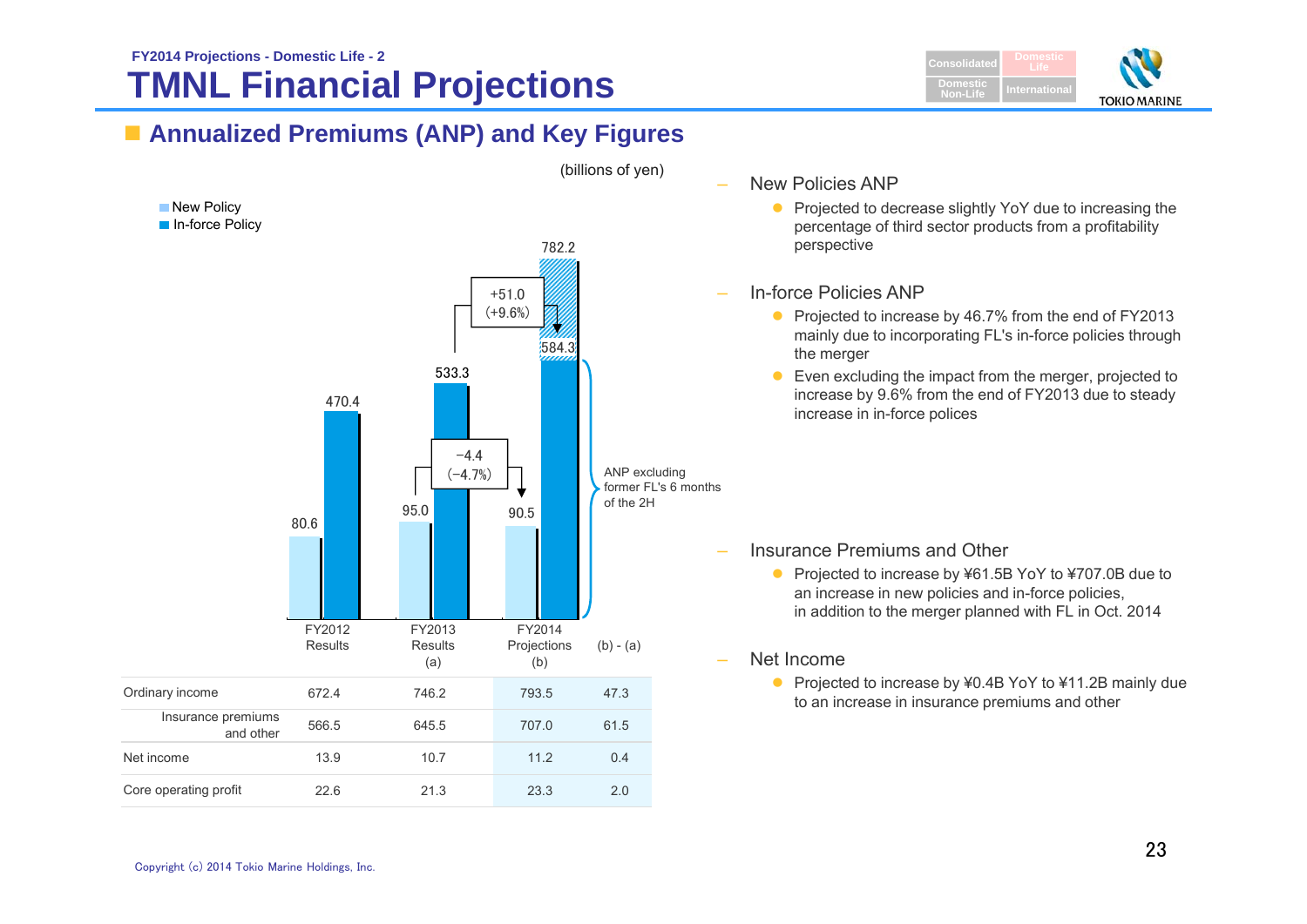FY2014 Projections - Domestic Life - 2

# TMNL Financial Projections

## Annualized Premiums (ANP) and Key Figures

(billions of yen)

- New Policy
- In-force Policy

| | FY2012 Results | FY2013 Results (a) | FY2014 Projections (b) | (b) - (a) |
|---|---|---|---|---|
| New Policy ANP | 80.6 | 95.0 | 90.5 | −4.4 (−4.7%) |
| In-force Policy ANP | 470.4 | 533.3 | 782.2 (584.3: ANP excluding former FL's 6 months of the 2H) | +51.0 (+9.6%) |

| | FY2012 Results | FY2013 Results (a) | FY2014 Projections (b) | (b) - (a) |
|---|---|---|---|---|
| Ordinary income | 672.4 | 746.2 | 793.5 | 47.3 |
| Insurance premiums and other | 566.5 | 645.5 | 707.0 | 61.5 |
| Net income | 13.9 | 10.7 | 11.2 | 0.4 |
| Core operating profit | 22.6 | 21.3 | 23.3 | 2.0 |

– New Policies ANP
- Projected to decrease slightly YoY due to increasing the percentage of third sector products from a profitability perspective

– In-force Policies ANP
- Projected to increase by 46.7% from the end of FY2013 mainly due to incorporating FL's in-force policies through the merger
- Even excluding the impact from the merger, projected to increase by 9.6% from the end of FY2013 due to steady increase in in-force polices

– Insurance Premiums and Other
- Projected to increase by ¥61.5B YoY to ¥707.0B due to an increase in new policies and in-force policies, in addition to the merger planned with FL in Oct. 2014

– Net Income
- Projected to increase by ¥0.4B YoY to ¥11.2B mainly due to an increase in insurance premiums and other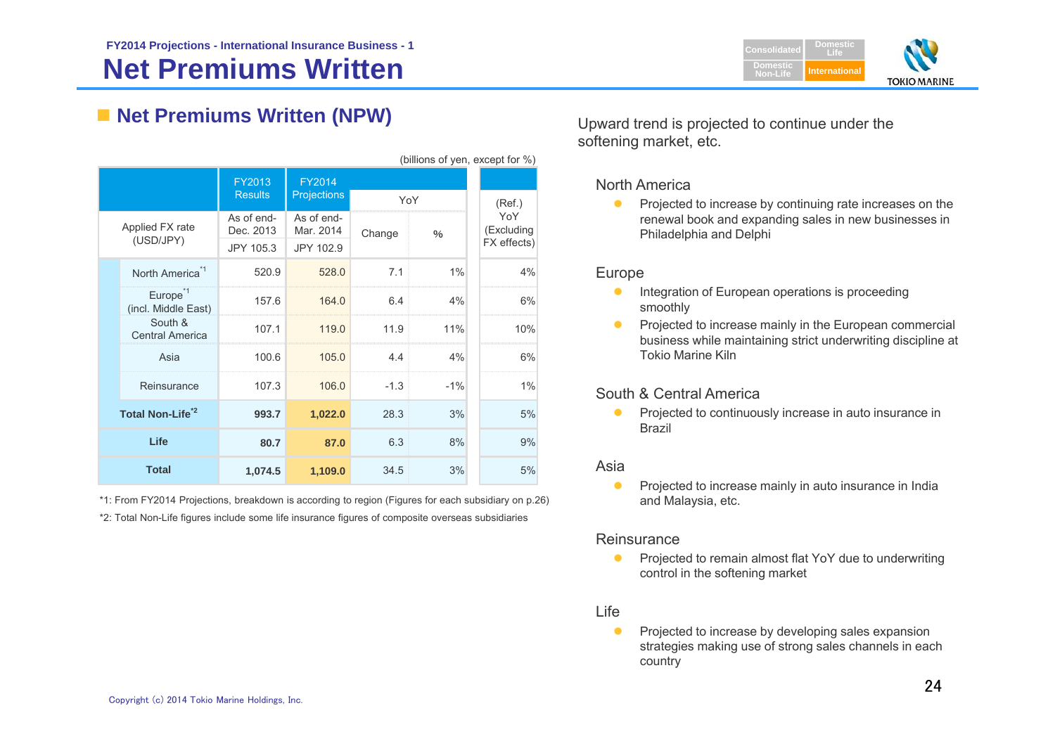FY2014 Projections - International Insurance Business - 1

# Net Premiums Written

## Net Premiums Written (NPW)

(billions of yen, except for %)

| | FY2013 Results | FY2014 Projections | YoY | | (Ref.) YoY (Excluding FX effects) |
|---|---|---|---|---|---|
| Applied FX rate (USD/JPY) | As of end-Dec. 2013 | As of end-Mar. 2014 | Change | % | |
| | JPY 105.3 | JPY 102.9 | | | |
| North America[*1] | 520.9 | 528.0 | 7.1 | 1% | 4% |
| Europe[*1] (incl. Middle East) | 157.6 | 164.0 | 6.4 | 4% | 6% |
| South & Central America | 107.1 | 119.0 | 11.9 | 11% | 10% |
| Asia | 100.6 | 105.0 | 4.4 | 4% | 6% |
| Reinsurance | 107.3 | 106.0 | -1.3 | -1% | 1% |
| **Total Non-Life[*2]** | **993.7** | **1,022.0** | 28.3 | 3% | 5% |
| **Life** | **80.7** | **87.0** | 6.3 | 8% | 9% |
| **Total** | **1,074.5** | **1,109.0** | 34.5 | 3% | 5% |

*1: From FY2014 Projections, breakdown is according to region (Figures for each subsidiary on p.26)

*2: Total Non-Life figures include some life insurance figures of composite overseas subsidiaries

Upward trend is projected to continue under the softening market, etc.

### North America

- Projected to increase by continuing rate increases on the renewal book and expanding sales in new businesses in Philadelphia and Delphi

### Europe

- Integration of European operations is proceeding smoothly
- Projected to increase mainly in the European commercial business while maintaining strict underwriting discipline at Tokio Marine Kiln

### South & Central America

- Projected to continuously increase in auto insurance in Brazil

### Asia

- Projected to increase mainly in auto insurance in India and Malaysia, etc.

### Reinsurance

- Projected to remain almost flat YoY due to underwriting control in the softening market

### Life

- Projected to increase by developing sales expansion strategies making use of strong sales channels in each country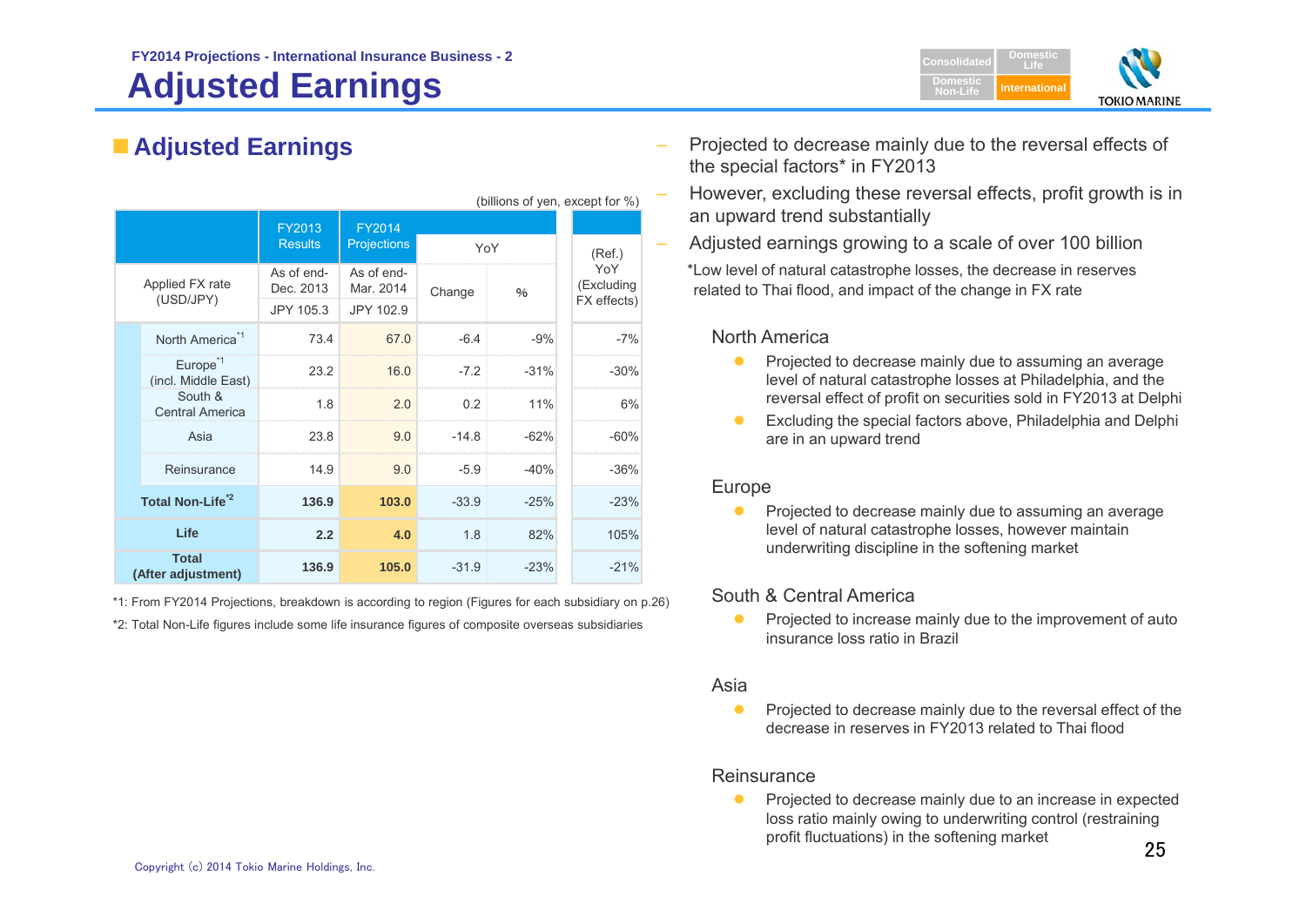FY2014 Projections - International Insurance Business - 2

# Adjusted Earnings

## Adjusted Earnings

(billions of yen, except for %)

| | FY2013 Results | FY2014 Projections | YoY | | (Ref.) YoY (Excluding FX effects) |
|---|---|---|---|---|---|
| Applied FX rate (USD/JPY) | As of end-Dec. 2013 | As of end-Mar. 2014 | Change | % | |
| | JPY 105.3 | JPY 102.9 | | | |
| North America[*1] | 73.4 | 67.0 | -6.4 | -9% | -7% |
| Europe[*1] (incl. Middle East) | 23.2 | 16.0 | -7.2 | -31% | -30% |
| South & Central America | 1.8 | 2.0 | 0.2 | 11% | 6% |
| Asia | 23.8 | 9.0 | -14.8 | -62% | -60% |
| Reinsurance | 14.9 | 9.0 | -5.9 | -40% | -36% |
| **Total Non-Life[*2]** | **136.9** | **103.0** | -33.9 | -25% | -23% |
| **Life** | **2.2** | **4.0** | 1.8 | 82% | 105% |
| **Total (After adjustment)** | **136.9** | **105.0** | -31.9 | -23% | -21% |

*1: From FY2014 Projections, breakdown is according to region (Figures for each subsidiary on p.26)

*2: Total Non-Life figures include some life insurance figures of composite overseas subsidiaries

- Projected to decrease mainly due to the reversal effects of the special factors* in FY2013
- However, excluding these reversal effects, profit growth is in an upward trend substantially
- Adjusted earnings growing to a scale of over 100 billion

*Low level of natural catastrophe losses, the decrease in reserves related to Thai flood, and impact of the change in FX rate

### North America

- Projected to decrease mainly due to assuming an average level of natural catastrophe losses at Philadelphia, and the reversal effect of profit on securities sold in FY2013 at Delphi
- Excluding the special factors above, Philadelphia and Delphi are in an upward trend

### Europe

- Projected to decrease mainly due to assuming an average level of natural catastrophe losses, however maintain underwriting discipline in the softening market

### South & Central America

- Projected to increase mainly due to the improvement of auto insurance loss ratio in Brazil

### Asia

- Projected to decrease mainly due to the reversal effect of the decrease in reserves in FY2013 related to Thai flood

### Reinsurance

- Projected to decrease mainly due to an increase in expected loss ratio mainly owing to underwriting control (restraining profit fluctuations) in the softening market

Copyright (c) 2014 Tokio Marine Holdings, Inc.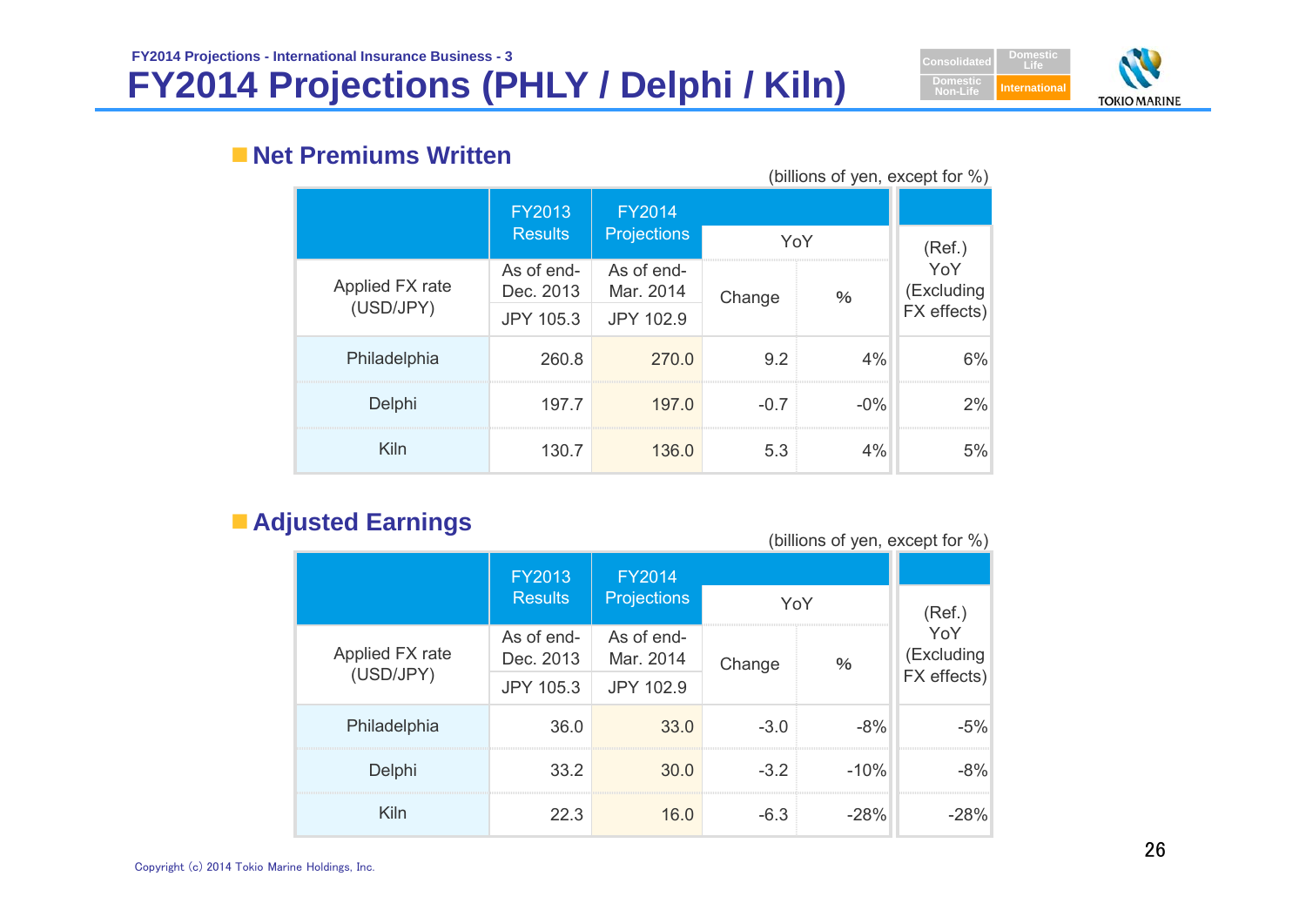FY2014 Projections - International Insurance Business - 3

# FY2014 Projections (PHLY / Delphi / Kiln)

## Net Premiums Written

(billions of yen, except for %)

| | FY2013 Results | FY2014 Projections | YoY | | (Ref.) YoY (Excluding FX effects) |
|---|---|---|---|---|---|
| Applied FX rate (USD/JPY) | As of end-Dec. 2013 JPY 105.3 | As of end-Mar. 2014 JPY 102.9 | Change | % | |
| Philadelphia | 260.8 | 270.0 | 9.2 | 4% | 6% |
| Delphi | 197.7 | 197.0 | -0.7 | -0% | 2% |
| Kiln | 130.7 | 136.0 | 5.3 | 4% | 5% |

## Adjusted Earnings

(billions of yen, except for %)

| | FY2013 Results | FY2014 Projections | YoY | | (Ref.) YoY (Excluding FX effects) |
|---|---|---|---|---|---|
| Applied FX rate (USD/JPY) | As of end-Dec. 2013 JPY 105.3 | As of end-Mar. 2014 JPY 102.9 | Change | % | |
| Philadelphia | 36.0 | 33.0 | -3.0 | -8% | -5% |
| Delphi | 33.2 | 30.0 | -3.2 | -10% | -8% |
| Kiln | 22.3 | 16.0 | -6.3 | -28% | -28% |

Copyright (c) 2014 Tokio Marine Holdings, Inc.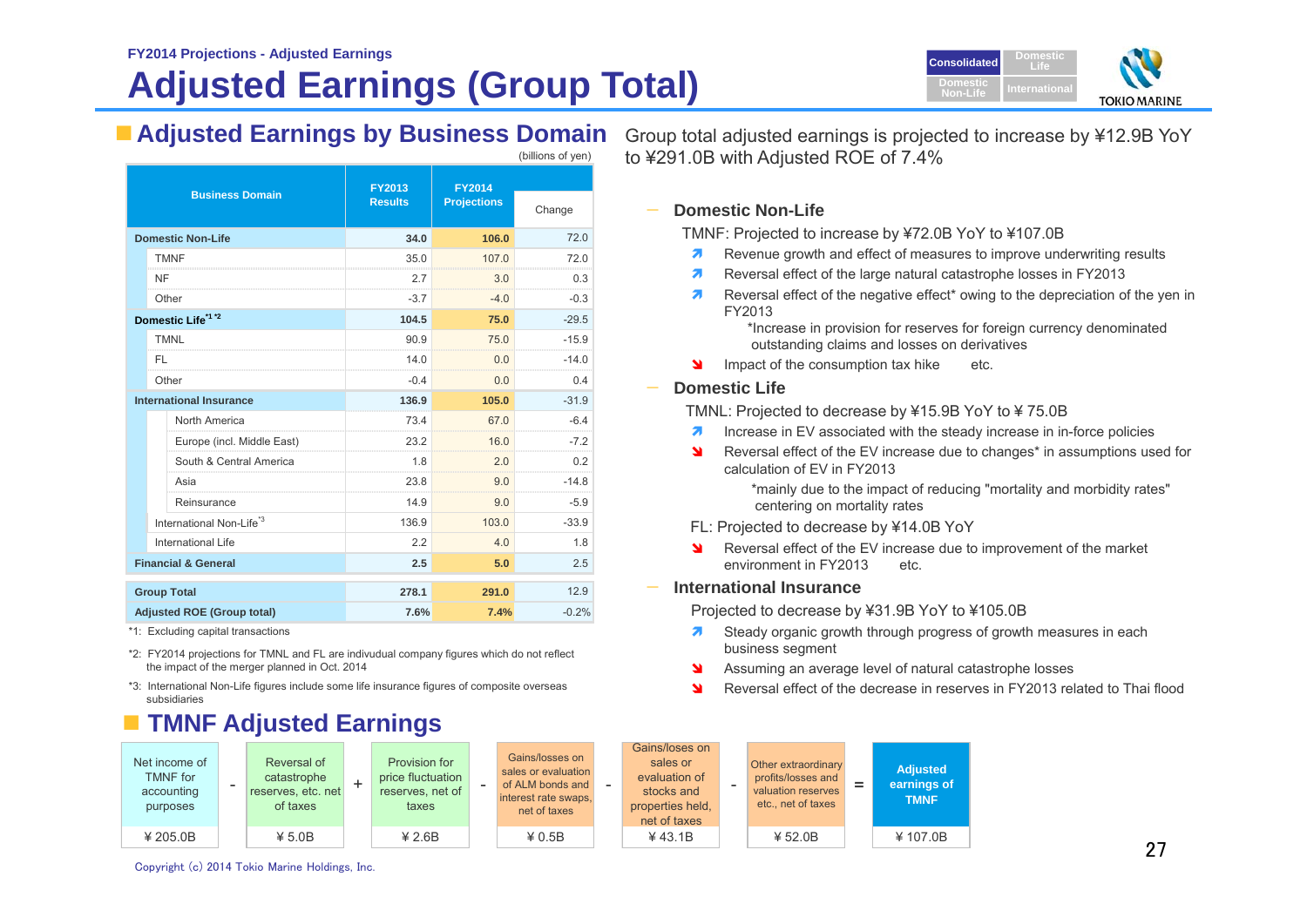FY2014 Projections - Adjusted Earnings

# Adjusted Earnings (Group Total)

## Adjusted Earnings by Business Domain

(billions of yen)

| Business Domain | | | FY2013 Results | FY2014 Projections | Change |
|---|---|---|---|---|---|
| Domestic Non-Life | | | 34.0 | 106.0 | 72.0 |
| | TMNF | | 35.0 | 107.0 | 72.0 |
| | NF | | 2.7 | 3.0 | 0.3 |
| | Other | | -3.7 | -4.0 | -0.3 |
| Domestic Life[*1 *2] | | | 104.5 | 75.0 | -29.5 |
| | TMNL | | 90.9 | 75.0 | -15.9 |
| | FL | | 14.0 | 0.0 | -14.0 |
| | Other | | -0.4 | 0.0 | 0.4 |
| International Insurance | | | 136.9 | 105.0 | -31.9 |
| | | North America | 73.4 | 67.0 | -6.4 |
| | | Europe (incl. Middle East) | 23.2 | 16.0 | -7.2 |
| | | South & Central America | 1.8 | 2.0 | 0.2 |
| | | Asia | 23.8 | 9.0 | -14.8 |
| | | Reinsurance | 14.9 | 9.0 | -5.9 |
| | International Non-Life[*3] | | 136.9 | 103.0 | -33.9 |
| | International Life | | 2.2 | 4.0 | 1.8 |
| Financial & General | | | 2.5 | 5.0 | 2.5 |
| Group Total | | | 278.1 | 291.0 | 12.9 |
| Adjusted ROE (Group total) | | | 7.6% | 7.4% | -0.2% |

*1: Excluding capital transactions

*2: FY2014 projections for TMNL and FL are indivudual company figures which do not reflect the impact of the merger planned in Oct. 2014

*3: International Non-Life figures include some life insurance figures of composite overseas subsidiaries

Group total adjusted earnings is projected to increase by ¥12.9B YoY to ¥291.0B with Adjusted ROE of 7.4%

### Domestic Non-Life

TMNF: Projected to increase by ¥72.0B YoY to ¥107.0B

- ↗ Revenue growth and effect of measures to improve underwriting results
- ↗ Reversal effect of the large natural catastrophe losses in FY2013
- ↗ Reversal effect of the negative effect* owing to the depreciation of the yen in FY2013
  - *Increase in provision for reserves for foreign currency denominated outstanding claims and losses on derivatives
- ↘ Impact of the consumption tax hike etc.

### Domestic Life

TMNL: Projected to decrease by ¥15.9B YoY to ¥ 75.0B

- ↗ Increase in EV associated with the steady increase in in-force policies
- ↘ Reversal effect of the EV increase due to changes* in assumptions used for calculation of EV in FY2013
  - *mainly due to the impact of reducing "mortality and morbidity rates" centering on mortality rates

FL: Projected to decrease by ¥14.0B YoY

- ↘ Reversal effect of the EV increase due to improvement of the market environment in FY2013 etc.

### International Insurance

Projected to decrease by ¥31.9B YoY to ¥105.0B

- ↗ Steady organic growth through progress of growth measures in each business segment
- ↘ Assuming an average level of natural catastrophe losses
- ↘ Reversal effect of the decrease in reserves in FY2013 related to Thai flood

## TMNF Adjusted Earnings

| Net income of TMNF for accounting purposes | - | Reversal of catastrophe reserves, etc. net of taxes | + | Provision for price fluctuation reserves, net of taxes | - | Gains/losses on sales or evaluation of ALM bonds and interest rate swaps, net of taxes | - | Gains/loses on sales or evaluation of stocks and properties held, net of taxes | - | Other extraordinary profits/losses and valuation reserves etc., net of taxes | = | Adjusted earnings of TMNF |
|---|---|---|---|---|---|---|---|---|---|---|---|---|
| ¥ 205.0B | | ¥ 5.0B | | ¥ 2.6B | | ¥ 0.5B | | ¥ 43.1B | | ¥ 52.0B | | ¥ 107.0B |

Copyright (c) 2014 Tokio Marine Holdings, Inc.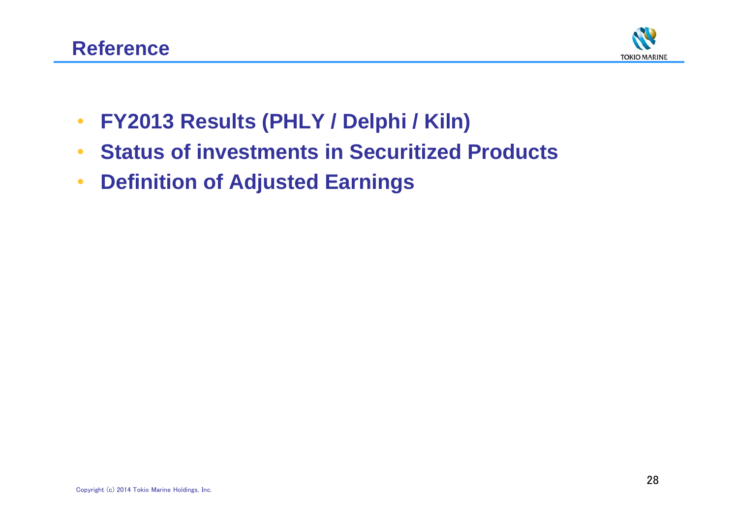# Reference

- **FY2013 Results (PHLY / Delphi / Kiln)**
- **Status of investments in Securitized Products**
- **Definition of Adjusted Earnings**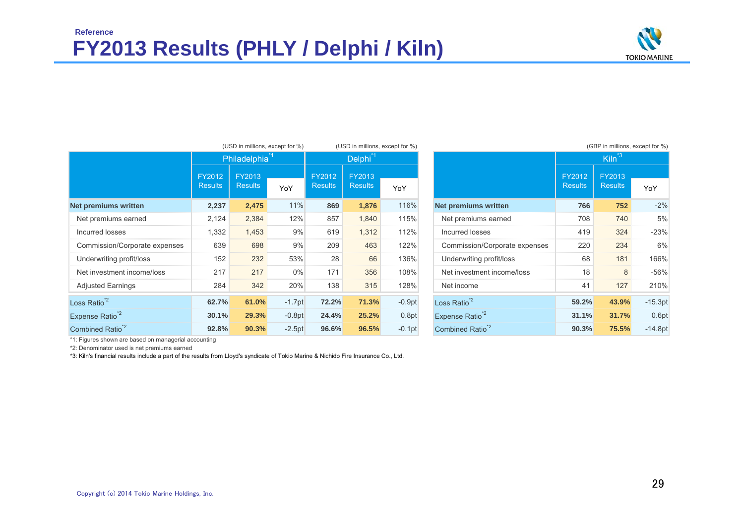Reference

# FY2013 Results (PHLY / Delphi / Kiln)

(USD in millions, except for %)

| | Philadelphia[*1] | | | Delphi[*1] | | |
|---|---|---|---|---|---|---|
| | FY2012 Results | FY2013 Results | YoY | FY2012 Results | FY2013 Results | YoY |
| **Net premiums written** | **2,237** | **2,475** | 11% | **869** | **1,876** | 116% |
| Net premiums earned | 2,124 | 2,384 | 12% | 857 | 1,840 | 115% |
| Incurred losses | 1,332 | 1,453 | 9% | 619 | 1,312 | 112% |
| Commission/Corporate expenses | 639 | 698 | 9% | 209 | 463 | 122% |
| Underwriting profit/loss | 152 | 232 | 53% | 28 | 66 | 136% |
| Net investment income/loss | 217 | 217 | 0% | 171 | 356 | 108% |
| Adjusted Earnings | 284 | 342 | 20% | 138 | 315 | 128% |
| Loss Ratio[*2] | **62.7%** | **61.0%** | -1.7pt | **72.2%** | **71.3%** | -0.9pt |
| Expense Ratio[*2] | **30.1%** | **29.3%** | -0.8pt | **24.4%** | **25.2%** | 0.8pt |
| Combined Ratio[*2] | **92.8%** | **90.3%** | -2.5pt | **96.6%** | **96.5%** | -0.1pt |

(GBP in millions, except for %)

| | Kiln[*3] | | |
|---|---|---|---|
| | FY2012 Results | FY2013 Results | YoY |
| **Net premiums written** | **766** | **752** | -2% |
| Net premiums earned | 708 | 740 | 5% |
| Incurred losses | 419 | 324 | -23% |
| Commission/Corporate expenses | 220 | 234 | 6% |
| Underwriting profit/loss | 68 | 181 | 166% |
| Net investment income/loss | 18 | 8 | -56% |
| Net income | 41 | 127 | 210% |
| Loss Ratio[*2] | **59.2%** | **43.9%** | -15.3pt |
| Expense Ratio[*2] | **31.1%** | **31.7%** | 0.6pt |
| Combined Ratio[*2] | **90.3%** | **75.5%** | -14.8pt |

*1: Figures shown are based on managerial accounting

*2: Denominator used is net premiums earned

*3: Kiln's financial results include a part of the results from Lloyd's syndicate of Tokio Marine & Nichido Fire Insurance Co., Ltd.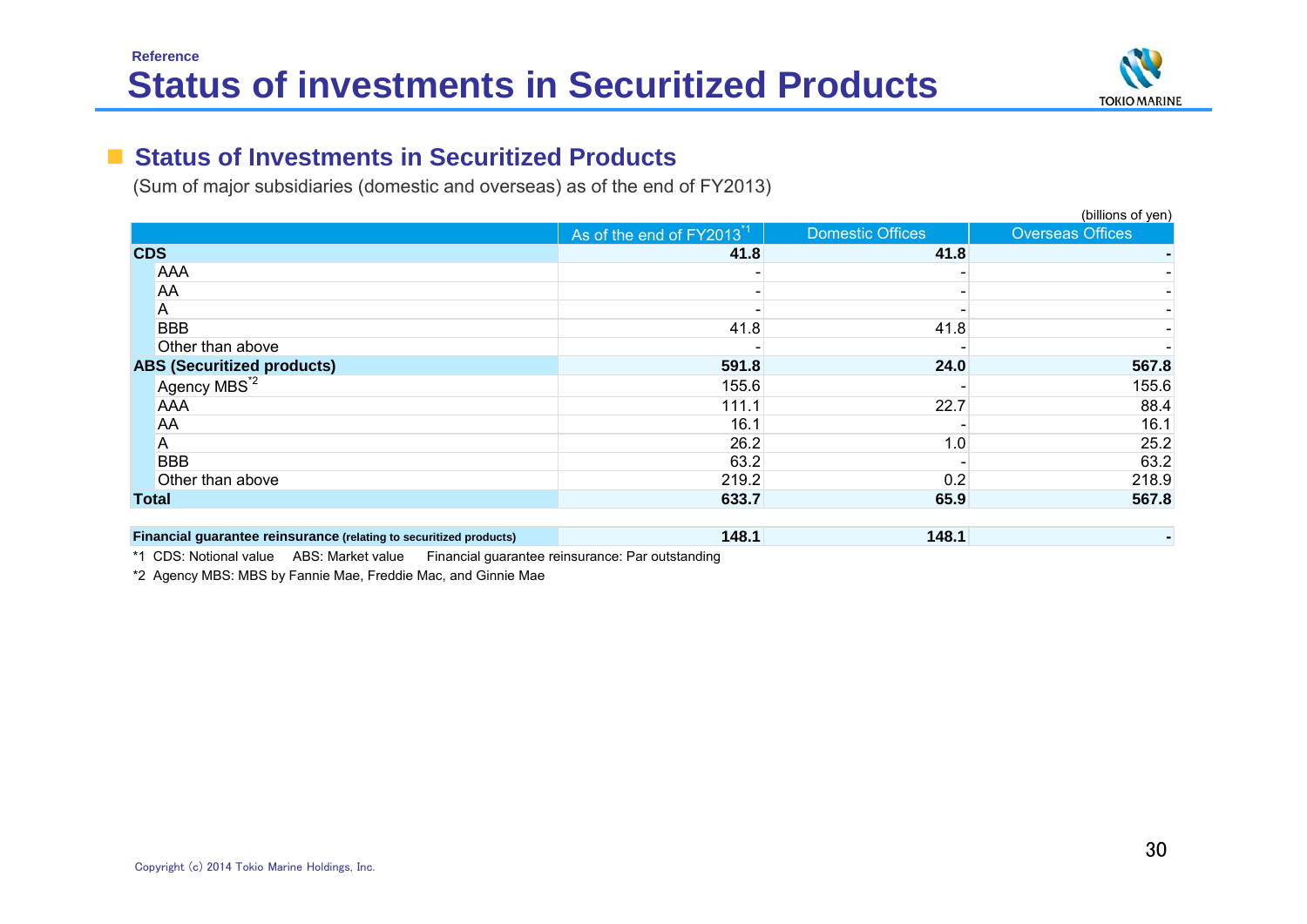Reference

# Status of investments in Securitized Products

## Status of Investments in Securitized Products

(Sum of major subsidiaries (domestic and overseas) as of the end of FY2013)

(billions of yen)

| | As of the end of FY2013[*1] | Domestic Offices | Overseas Offices |
|---|---|---|---|
| **CDS** | **41.8** | **41.8** | **-** |
| AAA | - | - | - |
| AA | - | - | - |
| A | - | - | - |
| BBB | 41.8 | 41.8 | - |
| Other than above | - | - | - |
| **ABS (Securitized products)** | **591.8** | **24.0** | **567.8** |
| Agency MBS[*2] | 155.6 | - | 155.6 |
| AAA | 111.1 | 22.7 | 88.4 |
| AA | 16.1 | - | 16.1 |
| A | 26.2 | 1.0 | 25.2 |
| BBB | 63.2 | - | 63.2 |
| Other than above | 219.2 | 0.2 | 218.9 |
| **Total** | **633.7** | **65.9** | **567.8** |
| | | | |
| **Financial guarantee reinsurance** (relating to securitized products) | **148.1** | **148.1** | **-** |

*1 CDS: Notional value ABS: Market value Financial guarantee reinsurance: Par outstanding

*2 Agency MBS: MBS by Fannie Mae, Freddie Mac, and Ginnie Mae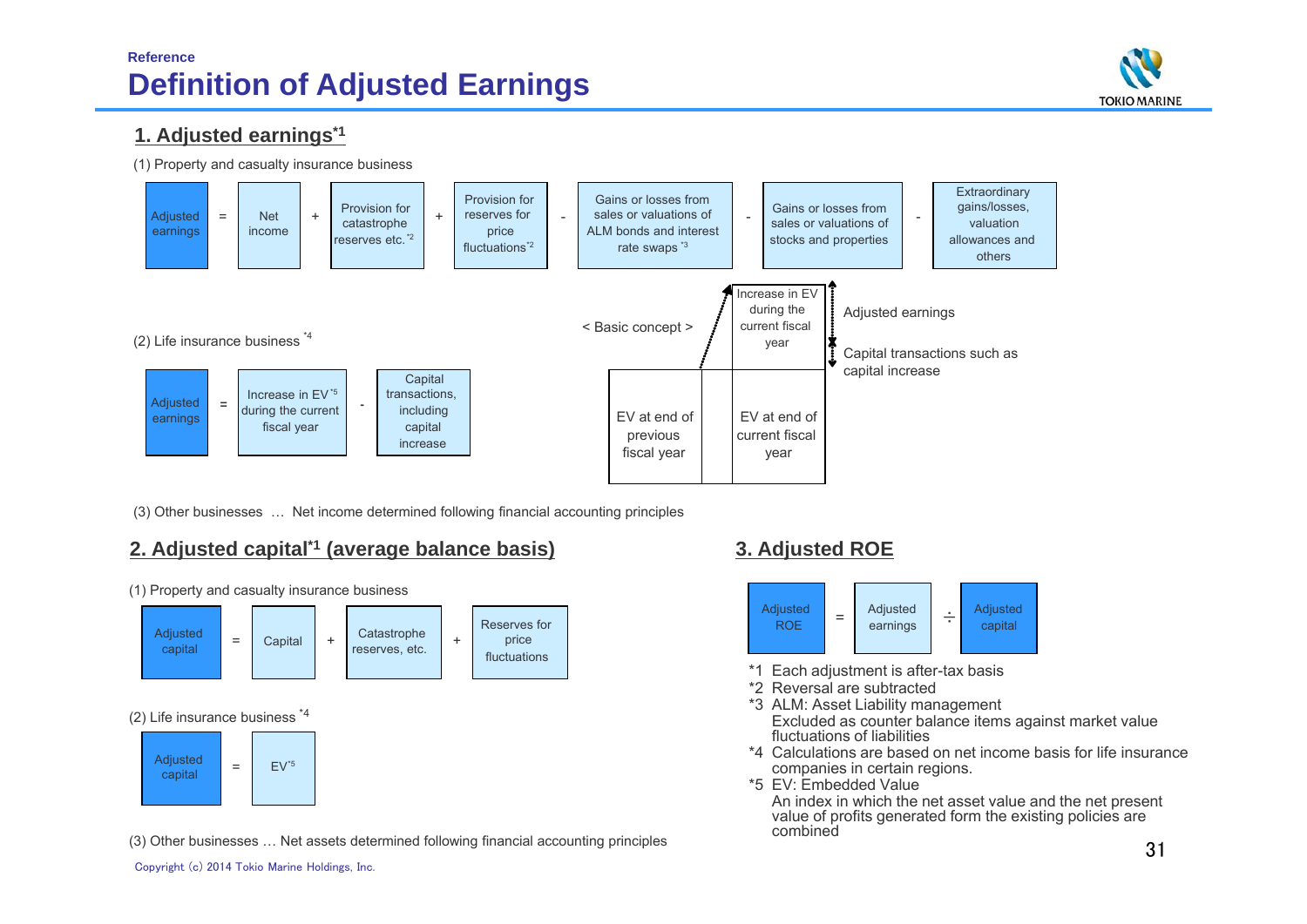Reference

# Definition of Adjusted Earnings

## 1. Adjusted earnings[*1]

(1) Property and casualty insurance business

Adjusted earnings = Net income + Provision for catastrophe reserves etc.[*2] + Provision for reserves for price fluctuations[*2] - Gains or losses from sales or valuations of ALM bonds and interest rate swaps[*3] - Gains or losses from sales or valuations of stocks and properties - Extraordinary gains/losses, valuation allowances and others

(2) Life insurance business[*4]

Adjusted earnings = Increase in EV[*5] during the current fiscal year - Capital transactions, including capital increase

< Basic concept >

- EV at end of previous fiscal year
- EV at end of current fiscal year
- Increase in EV during the current fiscal year
  - Adjusted earnings
  - Capital transactions such as capital increase

(3) Other businesses … Net income determined following financial accounting principles

## 2. Adjusted capital[*1] (average balance basis)

(1) Property and casualty insurance business

Adjusted capital = Capital + Catastrophe reserves, etc. + Reserves for price fluctuations

(2) Life insurance business[*4]

Adjusted capital = EV[*5]

(3) Other businesses … Net assets determined following financial accounting principles

## 3. Adjusted ROE

Adjusted ROE = Adjusted earnings ÷ Adjusted capital

*1 Each adjustment is after-tax basis

*2 Reversal are subtracted

*3 ALM: Asset Liability management
Excluded as counter balance items against market value fluctuations of liabilities

*4 Calculations are based on net income basis for life insurance companies in certain regions.

*5 EV: Embedded Value
An index in which the net asset value and the net present value of profits generated form the existing policies are combined

Copyright (c) 2014 Tokio Marine Holdings, Inc.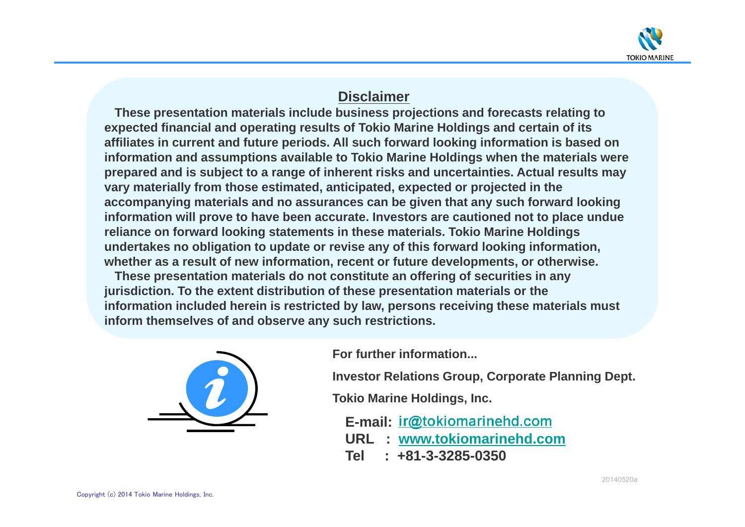## Disclaimer

These presentation materials include business projections and forecasts relating to expected financial and operating results of Tokio Marine Holdings and certain of its affiliates in current and future periods. All such forward looking information is based on information and assumptions available to Tokio Marine Holdings when the materials were prepared and is subject to a range of inherent risks and uncertainties. Actual results may vary materially from those estimated, anticipated, expected or projected in the accompanying materials and no assurances can be given that any such forward looking information will prove to have been accurate. Investors are cautioned not to place undue reliance on forward looking statements in these materials. Tokio Marine Holdings undertakes no obligation to update or revise any of this forward looking information, whether as a result of new information, recent or future developments, or otherwise.

These presentation materials do not constitute an offering of securities in any jurisdiction. To the extent distribution of these presentation materials or the information included herein is restricted by law, persons receiving these materials must inform themselves of and observe any such restrictions.

**For further information...**

**Investor Relations Group, Corporate Planning Dept.**

**Tokio Marine Holdings, Inc.**

**E-mail:** ir@tokiomarinehd.com
**URL :** www.tokiomarinehd.com
**Tel : +81-3-3285-0350**

20140520a

Copyright (c) 2014 Tokio Marine Holdings, Inc.